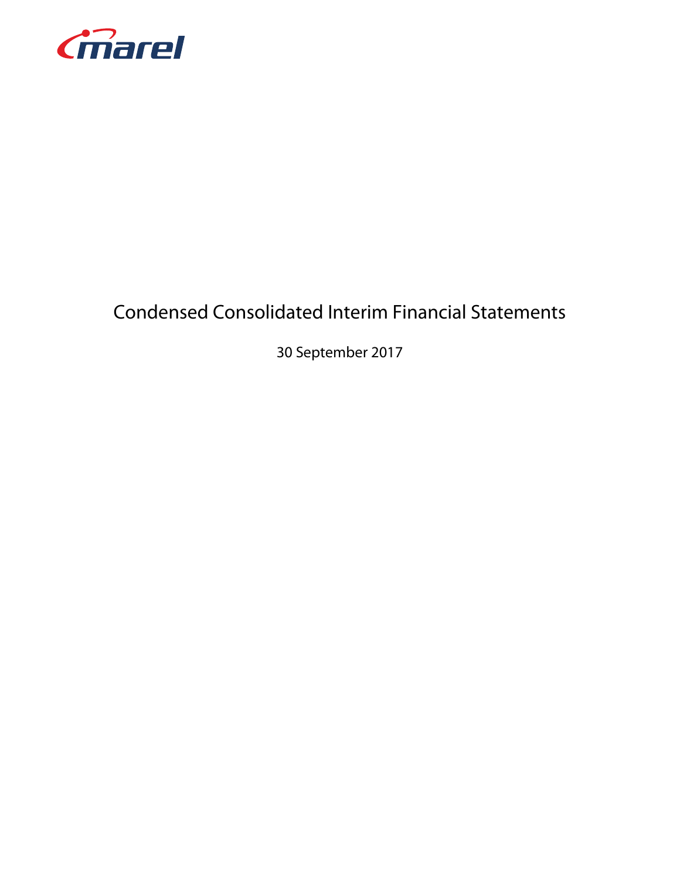marel

# Condensed Consolidated Interim Financial Statements

30 September 2017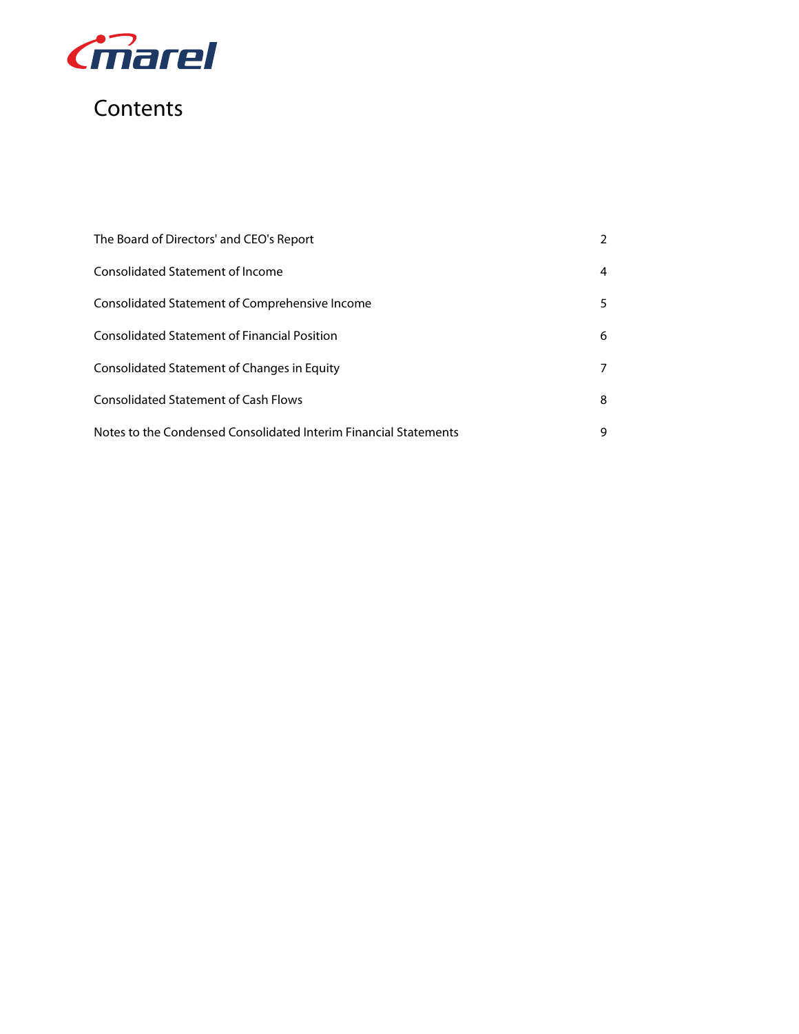# Contents

| | |
|---|---|
| The Board of Directors' and CEO's Report | 2 |
| Consolidated Statement of Income | 4 |
| Consolidated Statement of Comprehensive Income | 5 |
| Consolidated Statement of Financial Position | 6 |
| Consolidated Statement of Changes in Equity | 7 |
| Consolidated Statement of Cash Flows | 8 |
| Notes to the Condensed Consolidated Interim Financial Statements | 9 |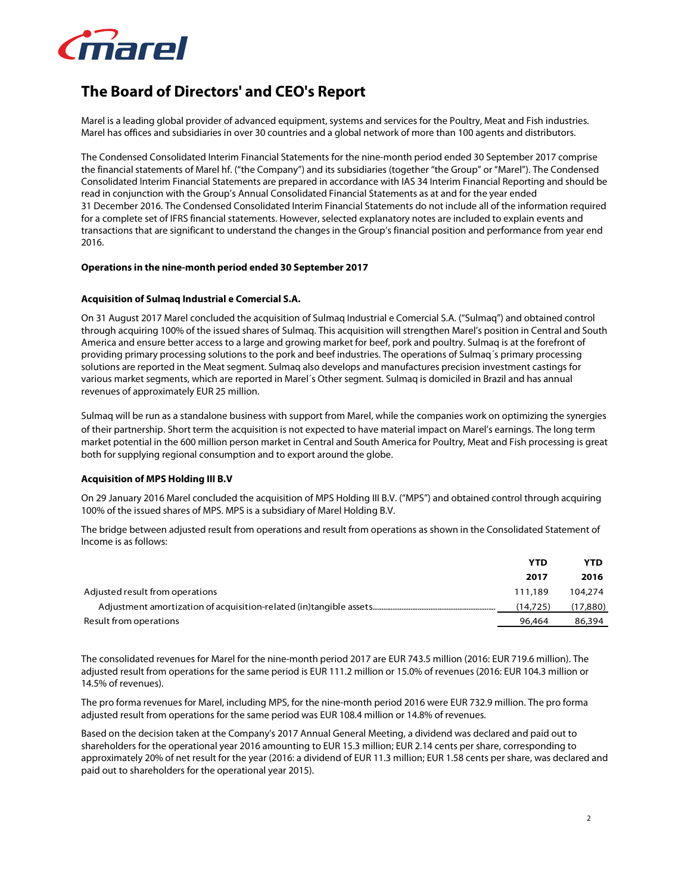# The Board of Directors' and CEO's Report

Marel is a leading global provider of advanced equipment, systems and services for the Poultry, Meat and Fish industries. Marel has offices and subsidiaries in over 30 countries and a global network of more than 100 agents and distributors.

The Condensed Consolidated Interim Financial Statements for the nine-month period ended 30 September 2017 comprise the financial statements of Marel hf. ("the Company") and its subsidiaries (together "the Group" or "Marel"). The Condensed Consolidated Interim Financial Statements are prepared in accordance with IAS 34 Interim Financial Reporting and should be read in conjunction with the Group's Annual Consolidated Financial Statements as at and for the year ended 31 December 2016. The Condensed Consolidated Interim Financial Statements do not include all of the information required for a complete set of IFRS financial statements. However, selected explanatory notes are included to explain events and transactions that are significant to understand the changes in the Group's financial position and performance from year end 2016.

**Operations in the nine-month period ended 30 September 2017**

**Acquisition of Sulmaq Industrial e Comercial S.A.**

On 31 August 2017 Marel concluded the acquisition of Sulmaq Industrial e Comercial S.A. ("Sulmaq") and obtained control through acquiring 100% of the issued shares of Sulmaq. This acquisition will strengthen Marel's position in Central and South America and ensure better access to a large and growing market for beef, pork and poultry. Sulmaq is at the forefront of providing primary processing solutions to the pork and beef industries. The operations of Sulmaq´s primary processing solutions are reported in the Meat segment. Sulmaq also develops and manufactures precision investment castings for various market segments, which are reported in Marel´s Other segment. Sulmaq is domiciled in Brazil and has annual revenues of approximately EUR 25 million.

Sulmaq will be run as a standalone business with support from Marel, while the companies work on optimizing the synergies of their partnership. Short term the acquisition is not expected to have material impact on Marel's earnings. The long term market potential in the 600 million person market in Central and South America for Poultry, Meat and Fish processing is great both for supplying regional consumption and to export around the globe.

**Acquisition of MPS Holding III B.V**

On 29 January 2016 Marel concluded the acquisition of MPS Holding III B.V. ("MPS") and obtained control through acquiring 100% of the issued shares of MPS. MPS is a subsidiary of Marel Holding B.V.

The bridge between adjusted result from operations and result from operations as shown in the Consolidated Statement of Income is as follows:

| | YTD 2017 | YTD 2016 |
|---|---|---|
| Adjusted result from operations | 111,189 | 104,274 |
| Adjustment amortization of acquisition-related (in)tangible assets | (14,725) | (17,880) |
| Result from operations | 96,464 | 86,394 |

The consolidated revenues for Marel for the nine-month period 2017 are EUR 743.5 million (2016: EUR 719.6 million). The adjusted result from operations for the same period is EUR 111.2 million or 15.0% of revenues (2016: EUR 104.3 million or 14.5% of revenues).

The pro forma revenues for Marel, including MPS, for the nine-month period 2016 were EUR 732.9 million. The pro forma adjusted result from operations for the same period was EUR 108.4 million or 14.8% of revenues.

Based on the decision taken at the Company's 2017 Annual General Meeting, a dividend was declared and paid out to shareholders for the operational year 2016 amounting to EUR 15.3 million; EUR 2.14 cents per share, corresponding to approximately 20% of net result for the year (2016: a dividend of EUR 11.3 million; EUR 1.58 cents per share, was declared and paid out to shareholders for the operational year 2015).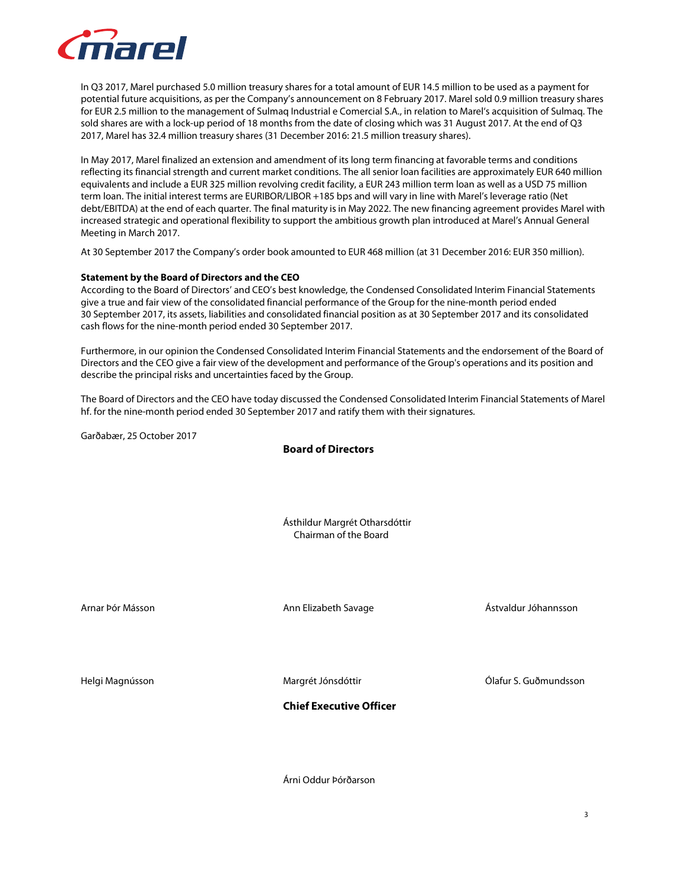In Q3 2017, Marel purchased 5.0 million treasury shares for a total amount of EUR 14.5 million to be used as a payment for potential future acquisitions, as per the Company's announcement on 8 February 2017. Marel sold 0.9 million treasury shares for EUR 2.5 million to the management of Sulmaq Industrial e Comercial S.A., in relation to Marel's acquisition of Sulmaq. The sold shares are with a lock-up period of 18 months from the date of closing which was 31 August 2017. At the end of Q3 2017, Marel has 32.4 million treasury shares (31 December 2016: 21.5 million treasury shares).

In May 2017, Marel finalized an extension and amendment of its long term financing at favorable terms and conditions reflecting its financial strength and current market conditions. The all senior loan facilities are approximately EUR 640 million equivalents and include a EUR 325 million revolving credit facility, a EUR 243 million term loan as well as a USD 75 million term loan. The initial interest terms are EURIBOR/LIBOR +185 bps and will vary in line with Marel's leverage ratio (Net debt/EBITDA) at the end of each quarter. The final maturity is in May 2022. The new financing agreement provides Marel with increased strategic and operational flexibility to support the ambitious growth plan introduced at Marel's Annual General Meeting in March 2017.

At 30 September 2017 the Company's order book amounted to EUR 468 million (at 31 December 2016: EUR 350 million).

**Statement by the Board of Directors and the CEO**

According to the Board of Directors' and CEO's best knowledge, the Condensed Consolidated Interim Financial Statements give a true and fair view of the consolidated financial performance of the Group for the nine-month period ended 30 September 2017, its assets, liabilities and consolidated financial position as at 30 September 2017 and its consolidated cash flows for the nine-month period ended 30 September 2017.

Furthermore, in our opinion the Condensed Consolidated Interim Financial Statements and the endorsement of the Board of Directors and the CEO give a fair view of the development and performance of the Group's operations and its position and describe the principal risks and uncertainties faced by the Group.

The Board of Directors and the CEO have today discussed the Condensed Consolidated Interim Financial Statements of Marel hf. for the nine-month period ended 30 September 2017 and ratify them with their signatures.

Garðabær, 25 October 2017

**Board of Directors**

Ásthildur Margrét Otharsdóttir
Chairman of the Board

Arnar Þór Másson

Ann Elizabeth Savage

Ástvaldur Jóhannsson

Helgi Magnússon

Margrét Jónsdóttir

Ólafur S. Guðmundsson

**Chief Executive Officer**

Árni Oddur Þórðarson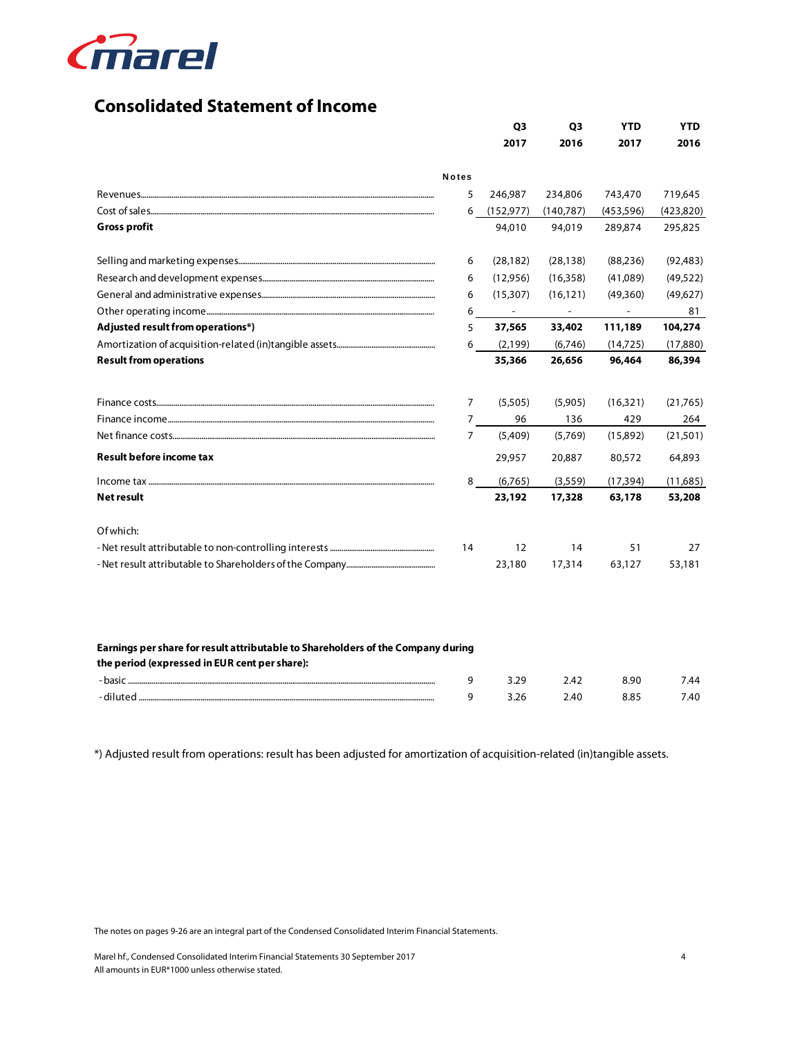## Consolidated Statement of Income

| | Notes | Q3 2017 | Q3 2016 | YTD 2017 | YTD 2016 |
|---|---|---|---|---|---|
| Revenues | 5 | 246,987 | 234,806 | 743,470 | 719,645 |
| Cost of sales | 6 | (152,977) | (140,787) | (453,596) | (423,820) |
| **Gross profit** | | 94,010 | 94,019 | 289,874 | 295,825 |
| | | | | | |
| Selling and marketing expenses | 6 | (28,182) | (28,138) | (88,236) | (92,483) |
| Research and development expenses | 6 | (12,956) | (16,358) | (41,089) | (49,522) |
| General and administrative expenses | 6 | (15,307) | (16,121) | (49,360) | (49,627) |
| Other operating income | 6 | - | - | - | 81 |
| **Adjusted result from operations*)** | 5 | **37,565** | **33,402** | **111,189** | **104,274** |
| Amortization of acquisition-related (in)tangible assets | 6 | (2,199) | (6,746) | (14,725) | (17,880) |
| **Result from operations** | | **35,366** | **26,656** | **96,464** | **86,394** |
| | | | | | |
| Finance costs | 7 | (5,505) | (5,905) | (16,321) | (21,765) |
| Finance income | 7 | 96 | 136 | 429 | 264 |
| Net finance costs | 7 | (5,409) | (5,769) | (15,892) | (21,501) |
| | | | | | |
| **Result before income tax** | | 29,957 | 20,887 | 80,572 | 64,893 |
| | | | | | |
| Income tax | 8 | (6,765) | (3,559) | (17,394) | (11,685) |
| **Net result** | | **23,192** | **17,328** | **63,178** | **53,208** |
| | | | | | |
| Of which: | | | | | |
| - Net result attributable to non-controlling interests | 14 | 12 | 14 | 51 | 27 |
| - Net result attributable to Shareholders of the Company | | 23,180 | 17,314 | 63,127 | 53,181 |
| | | | | | |
| **Earnings per share for result attributable to Shareholders of the Company during the period (expressed in EUR cent per share):** | | | | | |
| - basic | 9 | 3.29 | 2.42 | 8.90 | 7.44 |
| - diluted | 9 | 3.26 | 2.40 | 8.85 | 7.40 |

*) Adjusted result from operations: result has been adjusted for amortization of acquisition-related (in)tangible assets.

The notes on pages 9-26 are an integral part of the Condensed Consolidated Interim Financial Statements.

All amounts in EUR*1000 unless otherwise stated.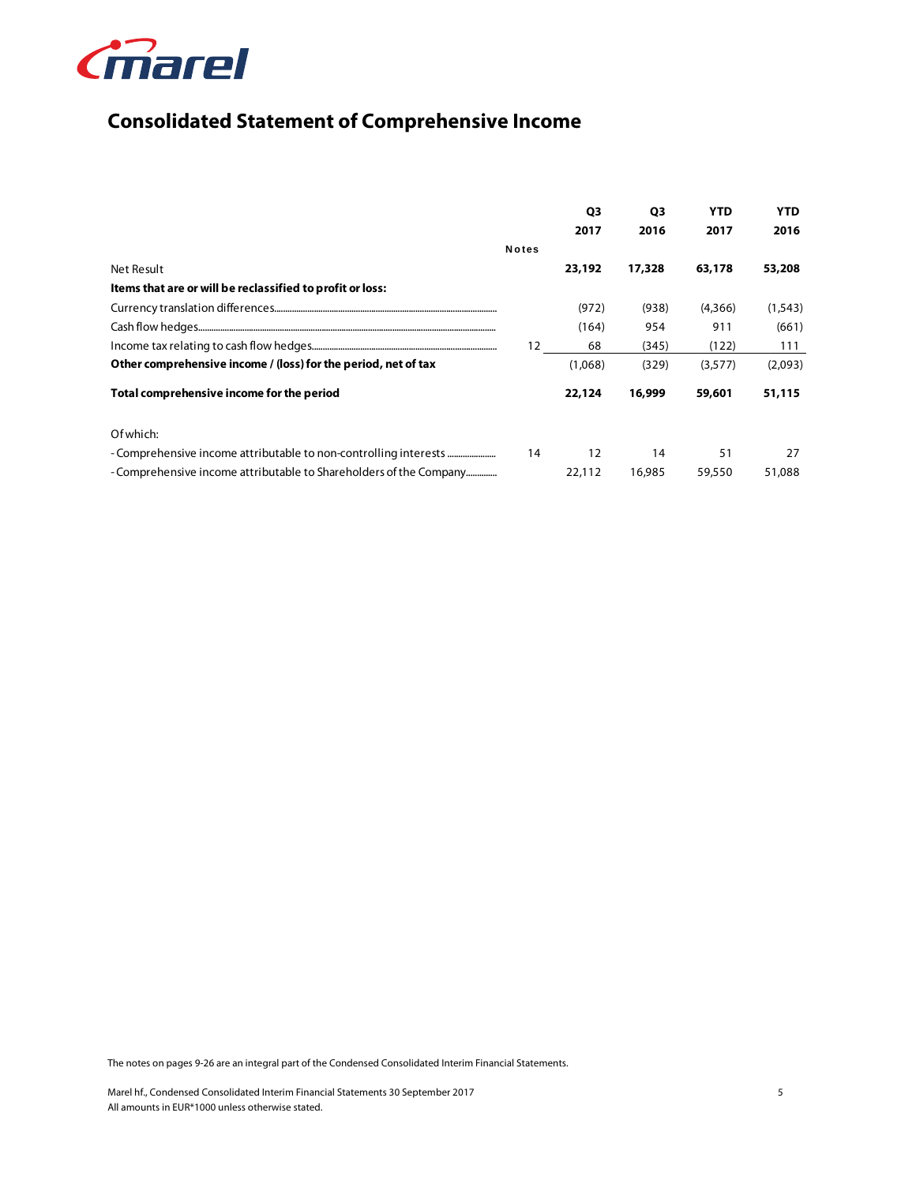# Consolidated Statement of Comprehensive Income

| | Notes | Q3 2017 | Q3 2016 | YTD 2017 | YTD 2016 |
|---|---|---|---|---|---|
| Net Result | | **23,192** | **17,328** | **63,178** | **53,208** |
| **Items that are or will be reclassified to profit or loss:** | | | | | |
| Currency translation differences | | (972) | (938) | (4,366) | (1,543) |
| Cash flow hedges | | (164) | 954 | 911 | (661) |
| Income tax relating to cash flow hedges | 12 | 68 | (345) | (122) | 111 |
| **Other comprehensive income / (loss) for the period, net of tax** | | (1,068) | (329) | (3,577) | (2,093) |
| **Total comprehensive income for the period** | | **22,124** | **16,999** | **59,601** | **51,115** |
| Of which: | | | | | |
| - Comprehensive income attributable to non-controlling interests | 14 | 12 | 14 | 51 | 27 |
| - Comprehensive income attributable to Shareholders of the Company | | 22,112 | 16,985 | 59,550 | 51,088 |

The notes on pages 9-26 are an integral part of the Condensed Consolidated Interim Financial Statements.

Marel hf., Condensed Consolidated Interim Financial Statements 30 September 2017
All amounts in EUR*1000 unless otherwise stated.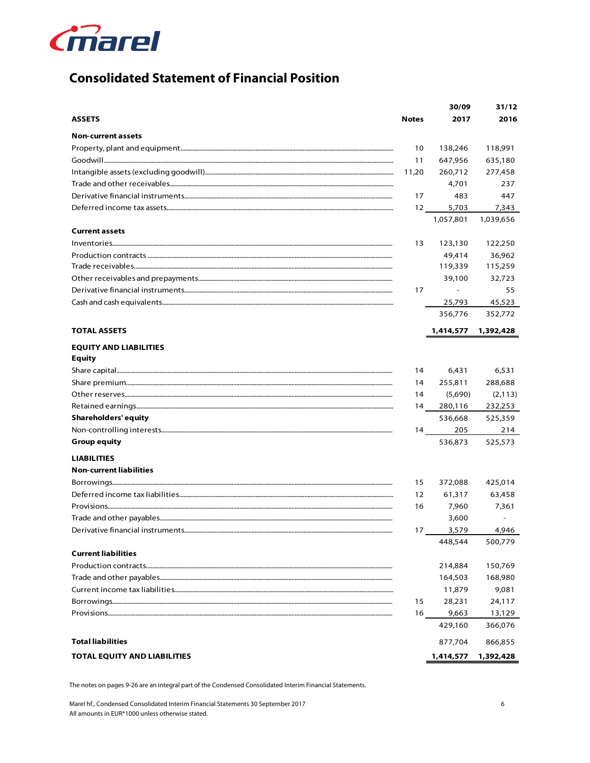# Consolidated Statement of Financial Position

| ASSETS | Notes | 30/09 2017 | 31/12 2016 |
|---|---|---|---|
| **Non-current assets** | | | |
| Property, plant and equipment | 10 | 138,246 | 118,991 |
| Goodwill | 11 | 647,956 | 635,180 |
| Intangible assets (excluding goodwill) | 11,20 | 260,712 | 277,458 |
| Trade and other receivables | | 4,701 | 237 |
| Derivative financial instruments | 17 | 483 | 447 |
| Deferred income tax assets | 12 | 5,703 | 7,343 |
| | | 1,057,801 | 1,039,656 |
| **Current assets** | | | |
| Inventories | 13 | 123,130 | 122,250 |
| Production contracts | | 49,414 | 36,962 |
| Trade receivables | | 119,339 | 115,259 |
| Other receivables and prepayments | | 39,100 | 32,723 |
| Derivative financial instruments | 17 | - | 55 |
| Cash and cash equivalents | | 25,793 | 45,523 |
| | | 356,776 | 352,772 |
| **TOTAL ASSETS** | | **1,414,577** | **1,392,428** |
| **EQUITY AND LIABILITIES** | | | |
| **Equity** | | | |
| Share capital | 14 | 6,431 | 6,531 |
| Share premium | 14 | 255,811 | 288,688 |
| Other reserves | 14 | (5,690) | (2,113) |
| Retained earnings | 14 | 280,116 | 232,253 |
| **Shareholders' equity** | | 536,668 | 525,359 |
| Non-controlling interests | 14 | 205 | 214 |
| **Group equity** | | 536,873 | 525,573 |
| **LIABILITIES** | | | |
| **Non-current liabilities** | | | |
| Borrowings | 15 | 372,088 | 425,014 |
| Deferred income tax liabilities | 12 | 61,317 | 63,458 |
| Provisions | 16 | 7,960 | 7,361 |
| Trade and other payables | | 3,600 | - |
| Derivative financial instruments | 17 | 3,579 | 4,946 |
| | | 448,544 | 500,779 |
| **Current liabilities** | | | |
| Production contracts | | 214,884 | 150,769 |
| Trade and other payables | | 164,503 | 168,980 |
| Current income tax liabilities | | 11,879 | 9,081 |
| Borrowings | 15 | 28,231 | 24,117 |
| Provisions | 16 | 9,663 | 13,129 |
| | | 429,160 | 366,076 |
| **Total liabilities** | | 877,704 | 866,855 |
| **TOTAL EQUITY AND LIABILITIES** | | **1,414,577** | **1,392,428** |

The notes on pages 9-26 are an integral part of the Condensed Consolidated Interim Financial Statements.

Marel hf., Condensed Consolidated Interim Financial Statements 30 September 2017
All amounts in EUR*1000 unless otherwise stated.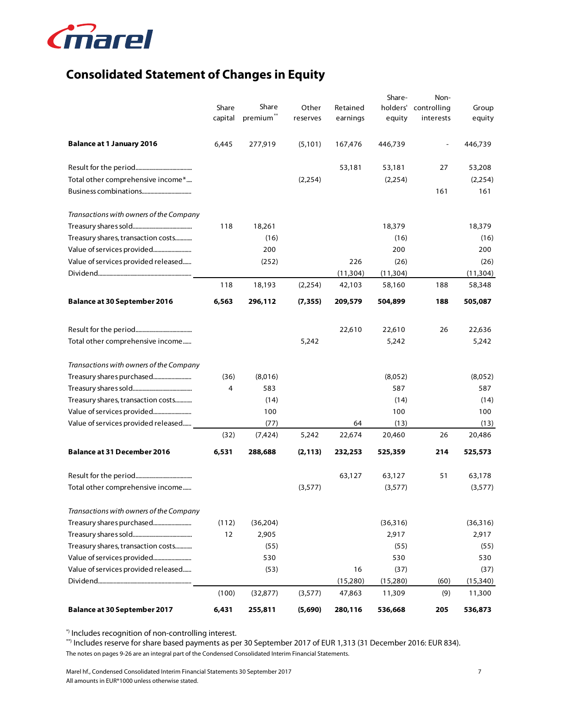## Consolidated Statement of Changes in Equity

| | Share capital | Share premium** | Other reserves | Retained earnings | Share-holders' equity | Non-controlling interests | Group equity |
|---|---|---|---|---|---|---|---|
| **Balance at 1 January 2016** | 6,445 | 277,919 | (5,101) | 167,476 | 446,739 | - | 446,739 |
| Result for the period | | | | 53,181 | 53,181 | 27 | 53,208 |
| Total other comprehensive income* | | | (2,254) | | (2,254) | | (2,254) |
| Business combinations | | | | | | 161 | 161 |
| *Transactions with owners of the Company* | | | | | | | |
| Treasury shares sold | 118 | 18,261 | | | 18,379 | | 18,379 |
| Treasury shares, transaction costs | | (16) | | | (16) | | (16) |
| Value of services provided | | 200 | | | 200 | | 200 |
| Value of services provided released | | (252) | | 226 | (26) | | (26) |
| Dividend | | | | (11,304) | (11,304) | | (11,304) |
| | 118 | 18,193 | (2,254) | 42,103 | 58,160 | 188 | 58,348 |
| **Balance at 30 September 2016** | **6,563** | **296,112** | **(7,355)** | **209,579** | **504,899** | **188** | **505,087** |
| Result for the period | | | | 22,610 | 22,610 | 26 | 22,636 |
| Total other comprehensive income | | | 5,242 | | 5,242 | | 5,242 |
| *Transactions with owners of the Company* | | | | | | | |
| Treasury shares purchased | (36) | (8,016) | | | (8,052) | | (8,052) |
| Treasury shares sold | 4 | 583 | | | 587 | | 587 |
| Treasury shares, transaction costs | | (14) | | | (14) | | (14) |
| Value of services provided | | 100 | | | 100 | | 100 |
| Value of services provided released | | (77) | | 64 | (13) | | (13) |
| | (32) | (7,424) | 5,242 | 22,674 | 20,460 | 26 | 20,486 |
| **Balance at 31 December 2016** | **6,531** | **288,688** | **(2,113)** | **232,253** | **525,359** | **214** | **525,573** |
| Result for the period | | | | 63,127 | 63,127 | 51 | 63,178 |
| Total other comprehensive income | | | (3,577) | | (3,577) | | (3,577) |
| *Transactions with owners of the Company* | | | | | | | |
| Treasury shares purchased | (112) | (36,204) | | | (36,316) | | (36,316) |
| Treasury shares sold | 12 | 2,905 | | | 2,917 | | 2,917 |
| Treasury shares, transaction costs | | (55) | | | (55) | | (55) |
| Value of services provided | | 530 | | | 530 | | 530 |
| Value of services provided released | | (53) | | 16 | (37) | | (37) |
| Dividend | | | | (15,280) | (15,280) | (60) | (15,340) |
| | (100) | (32,877) | (3,577) | 47,863 | 11,309 | (9) | 11,300 |
| **Balance at 30 September 2017** | **6,431** | **255,811** | **(5,690)** | **280,116** | **536,668** | **205** | **536,873** |

*) Includes recognition of non-controlling interest.

**) Includes reserve for share based payments as per 30 September 2017 of EUR 1,313 (31 December 2016: EUR 834).

The notes on pages 9-26 are an integral part of the Condensed Consolidated Interim Financial Statements.

Marel hf., Condensed Consolidated Interim Financial Statements 30 September 2017
All amounts in EUR*1000 unless otherwise stated.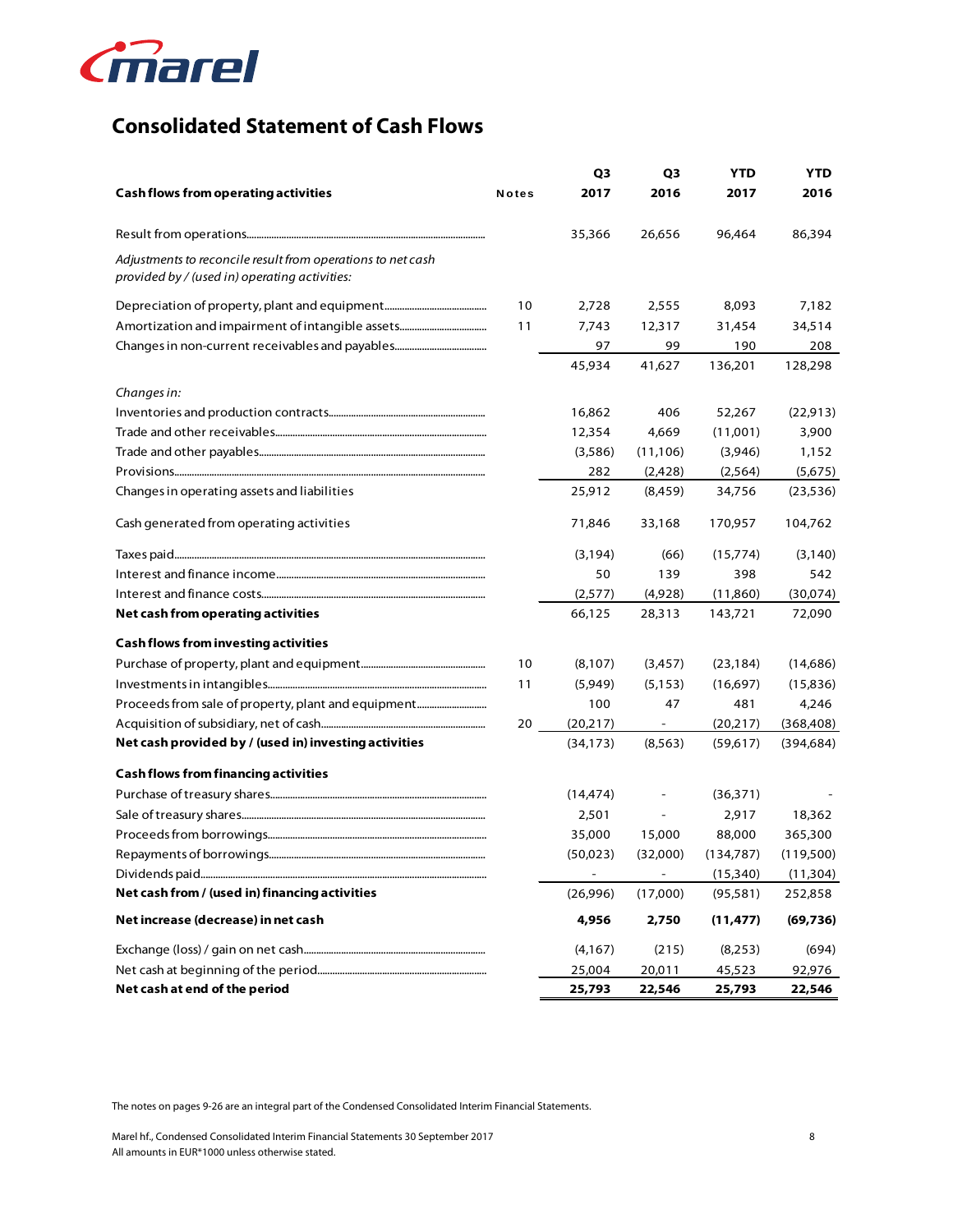# Consolidated Statement of Cash Flows

| Cash flows from operating activities | Notes | Q3 2017 | Q3 2016 | YTD 2017 | YTD 2016 |
|---|---|---|---|---|---|
| Result from operations | | 35,366 | 26,656 | 96,464 | 86,394 |
| *Adjustments to reconcile result from operations to net cash provided by / (used in) operating activities:* | | | | | |
| Depreciation of property, plant and equipment | 10 | 2,728 | 2,555 | 8,093 | 7,182 |
| Amortization and impairment of intangible assets | 11 | 7,743 | 12,317 | 31,454 | 34,514 |
| Changes in non-current receivables and payables | | 97 | 99 | 190 | 208 |
| | | 45,934 | 41,627 | 136,201 | 128,298 |
| *Changes in:* | | | | | |
| Inventories and production contracts | | 16,862 | 406 | 52,267 | (22,913) |
| Trade and other receivables | | 12,354 | 4,669 | (11,001) | 3,900 |
| Trade and other payables | | (3,586) | (11,106) | (3,946) | 1,152 |
| Provisions | | 282 | (2,428) | (2,564) | (5,675) |
| Changes in operating assets and liabilities | | 25,912 | (8,459) | 34,756 | (23,536) |
| Cash generated from operating activities | | 71,846 | 33,168 | 170,957 | 104,762 |
| Taxes paid | | (3,194) | (66) | (15,774) | (3,140) |
| Interest and finance income | | 50 | 139 | 398 | 542 |
| Interest and finance costs | | (2,577) | (4,928) | (11,860) | (30,074) |
| **Net cash from operating activities** | | 66,125 | 28,313 | 143,721 | 72,090 |
| **Cash flows from investing activities** | | | | | |
| Purchase of property, plant and equipment | 10 | (8,107) | (3,457) | (23,184) | (14,686) |
| Investments in intangibles | 11 | (5,949) | (5,153) | (16,697) | (15,836) |
| Proceeds from sale of property, plant and equipment | | 100 | 47 | 481 | 4,246 |
| Acquisition of subsidiary, net of cash | 20 | (20,217) | - | (20,217) | (368,408) |
| **Net cash provided by / (used in) investing activities** | | (34,173) | (8,563) | (59,617) | (394,684) |
| **Cash flows from financing activities** | | | | | |
| Purchase of treasury shares | | (14,474) | - | (36,371) | - |
| Sale of treasury shares | | 2,501 | - | 2,917 | 18,362 |
| Proceeds from borrowings | | 35,000 | 15,000 | 88,000 | 365,300 |
| Repayments of borrowings | | (50,023) | (32,000) | (134,787) | (119,500) |
| Dividends paid | | - | - | (15,340) | (11,304) |
| **Net cash from / (used in) financing activities** | | (26,996) | (17,000) | (95,581) | 252,858 |
| **Net increase (decrease) in net cash** | | **4,956** | **2,750** | **(11,477)** | **(69,736)** |
| Exchange (loss) / gain on net cash | | (4,167) | (215) | (8,253) | (694) |
| Net cash at beginning of the period | | 25,004 | 20,011 | 45,523 | 92,976 |
| **Net cash at end of the period** | | **25,793** | **22,546** | **25,793** | **22,546** |

The notes on pages 9-26 are an integral part of the Condensed Consolidated Interim Financial Statements.

Marel hf., Condensed Consolidated Interim Financial Statements 30 September 2017
All amounts in EUR*1000 unless otherwise stated.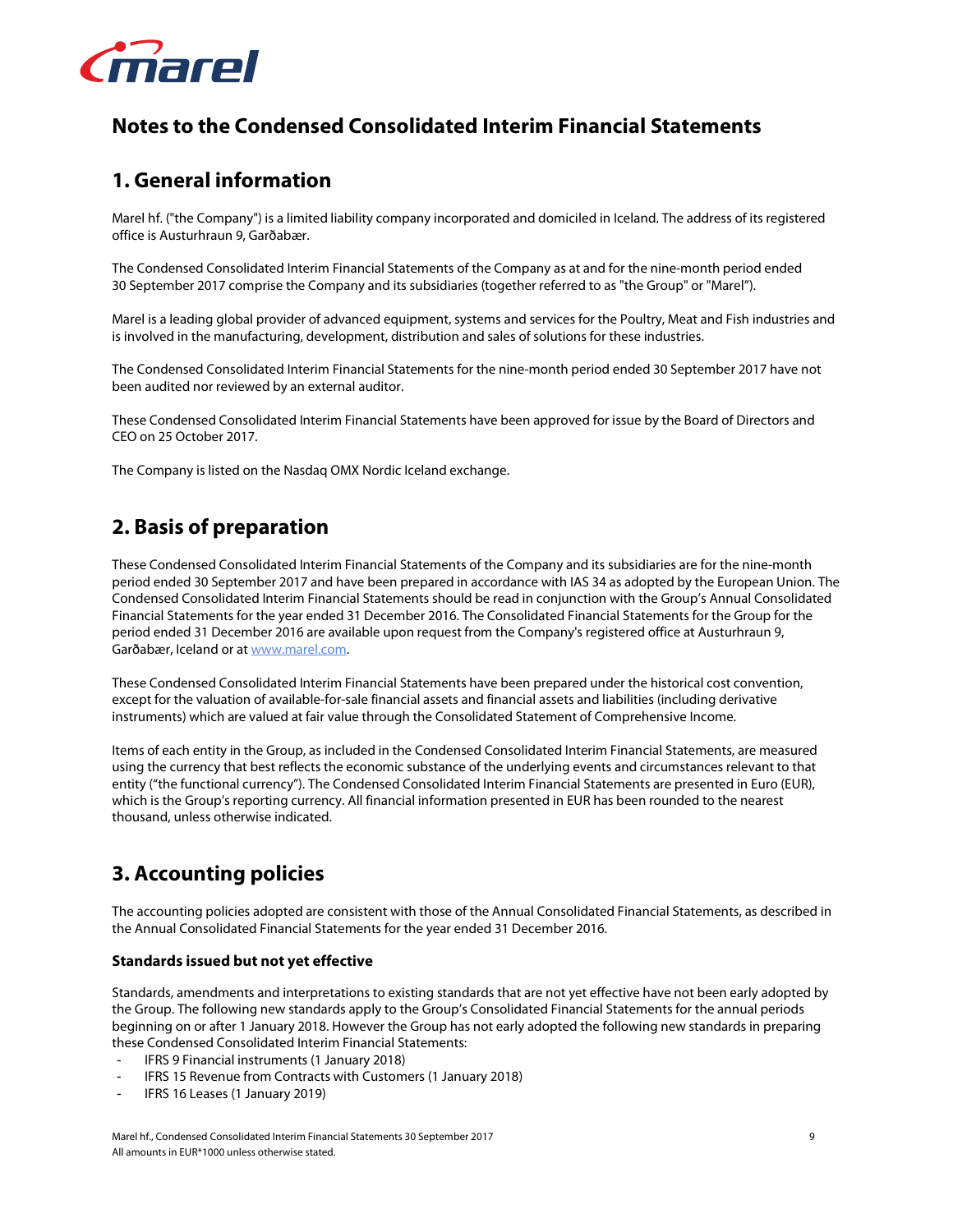# Notes to the Condensed Consolidated Interim Financial Statements

## 1. General information

Marel hf. ("the Company") is a limited liability company incorporated and domiciled in Iceland. The address of its registered office is Austurhraun 9, Garðabær.

The Condensed Consolidated Interim Financial Statements of the Company as at and for the nine-month period ended 30 September 2017 comprise the Company and its subsidiaries (together referred to as "the Group" or "Marel").

Marel is a leading global provider of advanced equipment, systems and services for the Poultry, Meat and Fish industries and is involved in the manufacturing, development, distribution and sales of solutions for these industries.

The Condensed Consolidated Interim Financial Statements for the nine-month period ended 30 September 2017 have not been audited nor reviewed by an external auditor.

These Condensed Consolidated Interim Financial Statements have been approved for issue by the Board of Directors and CEO on 25 October 2017.

The Company is listed on the Nasdaq OMX Nordic Iceland exchange.

## 2. Basis of preparation

These Condensed Consolidated Interim Financial Statements of the Company and its subsidiaries are for the nine-month period ended 30 September 2017 and have been prepared in accordance with IAS 34 as adopted by the European Union. The Condensed Consolidated Interim Financial Statements should be read in conjunction with the Group's Annual Consolidated Financial Statements for the year ended 31 December 2016. The Consolidated Financial Statements for the Group for the period ended 31 December 2016 are available upon request from the Company's registered office at Austurhraun 9, Garðabær, Iceland or at www.marel.com.

These Condensed Consolidated Interim Financial Statements have been prepared under the historical cost convention, except for the valuation of available-for-sale financial assets and financial assets and liabilities (including derivative instruments) which are valued at fair value through the Consolidated Statement of Comprehensive Income.

Items of each entity in the Group, as included in the Condensed Consolidated Interim Financial Statements, are measured using the currency that best reflects the economic substance of the underlying events and circumstances relevant to that entity ("the functional currency"). The Condensed Consolidated Interim Financial Statements are presented in Euro (EUR), which is the Group's reporting currency. All financial information presented in EUR has been rounded to the nearest thousand, unless otherwise indicated.

## 3. Accounting policies

The accounting policies adopted are consistent with those of the Annual Consolidated Financial Statements, as described in the Annual Consolidated Financial Statements for the year ended 31 December 2016.

### Standards issued but not yet effective

Standards, amendments and interpretations to existing standards that are not yet effective have not been early adopted by the Group. The following new standards apply to the Group's Consolidated Financial Statements for the annual periods beginning on or after 1 January 2018. However the Group has not early adopted the following new standards in preparing these Condensed Consolidated Interim Financial Statements:

- IFRS 9 Financial instruments (1 January 2018)
- IFRS 15 Revenue from Contracts with Customers (1 January 2018)
- IFRS 16 Leases (1 January 2019)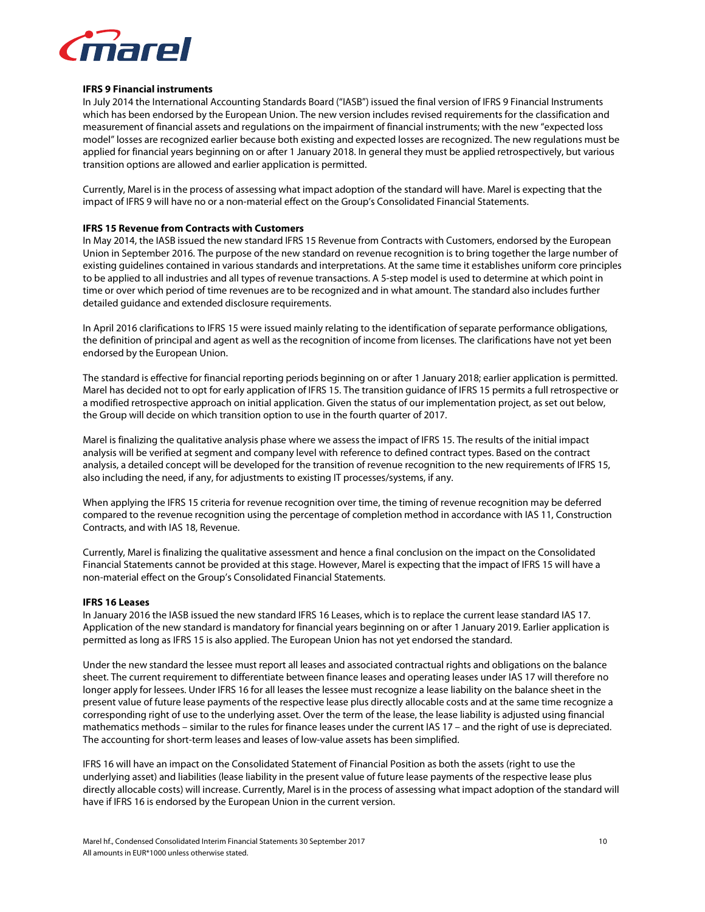**IFRS 9 Financial instruments**

In July 2014 the International Accounting Standards Board ("IASB") issued the final version of IFRS 9 Financial Instruments which has been endorsed by the European Union. The new version includes revised requirements for the classification and measurement of financial assets and regulations on the impairment of financial instruments; with the new "expected loss model" losses are recognized earlier because both existing and expected losses are recognized. The new regulations must be applied for financial years beginning on or after 1 January 2018. In general they must be applied retrospectively, but various transition options are allowed and earlier application is permitted.

Currently, Marel is in the process of assessing what impact adoption of the standard will have. Marel is expecting that the impact of IFRS 9 will have no or a non-material effect on the Group's Consolidated Financial Statements.

**IFRS 15 Revenue from Contracts with Customers**

In May 2014, the IASB issued the new standard IFRS 15 Revenue from Contracts with Customers, endorsed by the European Union in September 2016. The purpose of the new standard on revenue recognition is to bring together the large number of existing guidelines contained in various standards and interpretations. At the same time it establishes uniform core principles to be applied to all industries and all types of revenue transactions. A 5-step model is used to determine at which point in time or over which period of time revenues are to be recognized and in what amount. The standard also includes further detailed guidance and extended disclosure requirements.

In April 2016 clarifications to IFRS 15 were issued mainly relating to the identification of separate performance obligations, the definition of principal and agent as well as the recognition of income from licenses. The clarifications have not yet been endorsed by the European Union.

The standard is effective for financial reporting periods beginning on or after 1 January 2018; earlier application is permitted. Marel has decided not to opt for early application of IFRS 15. The transition guidance of IFRS 15 permits a full retrospective or a modified retrospective approach on initial application. Given the status of our implementation project, as set out below, the Group will decide on which transition option to use in the fourth quarter of 2017.

Marel is finalizing the qualitative analysis phase where we assess the impact of IFRS 15. The results of the initial impact analysis will be verified at segment and company level with reference to defined contract types. Based on the contract analysis, a detailed concept will be developed for the transition of revenue recognition to the new requirements of IFRS 15, also including the need, if any, for adjustments to existing IT processes/systems, if any.

When applying the IFRS 15 criteria for revenue recognition over time, the timing of revenue recognition may be deferred compared to the revenue recognition using the percentage of completion method in accordance with IAS 11, Construction Contracts, and with IAS 18, Revenue.

Currently, Marel is finalizing the qualitative assessment and hence a final conclusion on the impact on the Consolidated Financial Statements cannot be provided at this stage. However, Marel is expecting that the impact of IFRS 15 will have a non-material effect on the Group's Consolidated Financial Statements.

**IFRS 16 Leases**

In January 2016 the IASB issued the new standard IFRS 16 Leases, which is to replace the current lease standard IAS 17. Application of the new standard is mandatory for financial years beginning on or after 1 January 2019. Earlier application is permitted as long as IFRS 15 is also applied. The European Union has not yet endorsed the standard.

Under the new standard the lessee must report all leases and associated contractual rights and obligations on the balance sheet. The current requirement to differentiate between finance leases and operating leases under IAS 17 will therefore no longer apply for lessees. Under IFRS 16 for all leases the lessee must recognize a lease liability on the balance sheet in the present value of future lease payments of the respective lease plus directly allocable costs and at the same time recognize a corresponding right of use to the underlying asset. Over the term of the lease, the lease liability is adjusted using financial mathematics methods – similar to the rules for finance leases under the current IAS 17 – and the right of use is depreciated. The accounting for short-term leases and leases of low-value assets has been simplified.

IFRS 16 will have an impact on the Consolidated Statement of Financial Position as both the assets (right to use the underlying asset) and liabilities (lease liability in the present value of future lease payments of the respective lease plus directly allocable costs) will increase. Currently, Marel is in the process of assessing what impact adoption of the standard will have if IFRS 16 is endorsed by the European Union in the current version.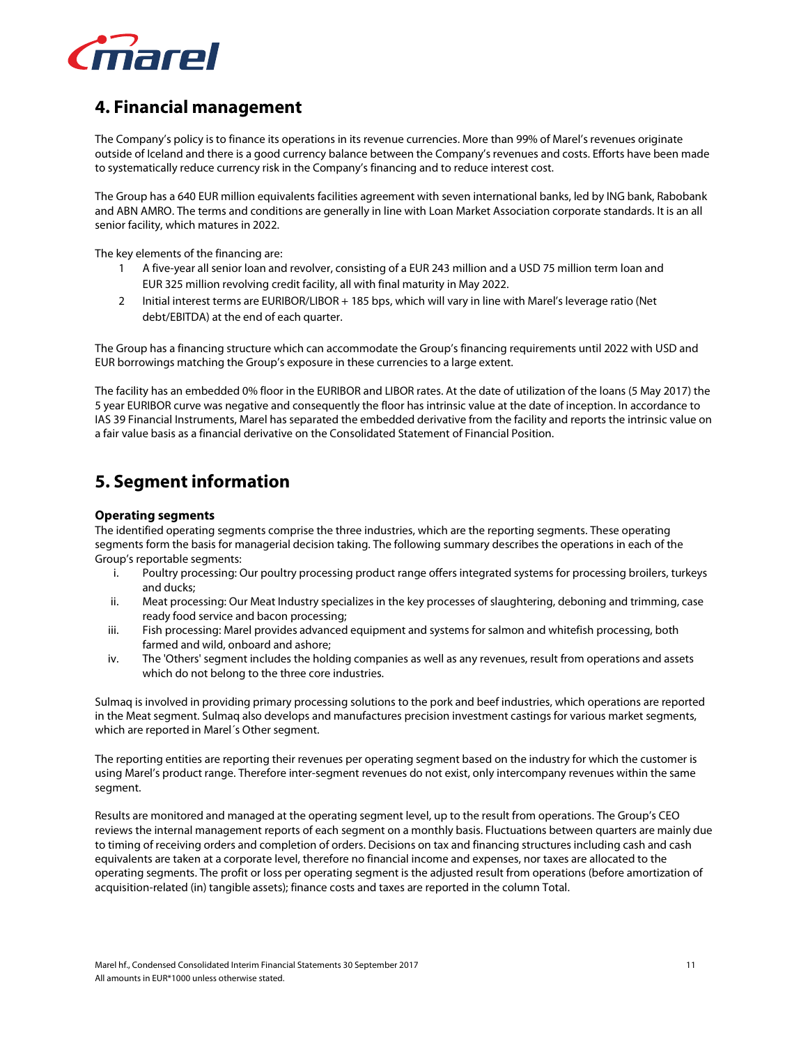## 4. Financial management

The Company's policy is to finance its operations in its revenue currencies. More than 99% of Marel's revenues originate outside of Iceland and there is a good currency balance between the Company's revenues and costs. Efforts have been made to systematically reduce currency risk in the Company's financing and to reduce interest cost.

The Group has a 640 EUR million equivalents facilities agreement with seven international banks, led by ING bank, Rabobank and ABN AMRO. The terms and conditions are generally in line with Loan Market Association corporate standards. It is an all senior facility, which matures in 2022.

The key elements of the financing are:

1. A five-year all senior loan and revolver, consisting of a EUR 243 million and a USD 75 million term loan and EUR 325 million revolving credit facility, all with final maturity in May 2022.
2. Initial interest terms are EURIBOR/LIBOR + 185 bps, which will vary in line with Marel's leverage ratio (Net debt/EBITDA) at the end of each quarter.

The Group has a financing structure which can accommodate the Group's financing requirements until 2022 with USD and EUR borrowings matching the Group's exposure in these currencies to a large extent.

The facility has an embedded 0% floor in the EURIBOR and LIBOR rates. At the date of utilization of the loans (5 May 2017) the 5 year EURIBOR curve was negative and consequently the floor has intrinsic value at the date of inception. In accordance to IAS 39 Financial Instruments, Marel has separated the embedded derivative from the facility and reports the intrinsic value on a fair value basis as a financial derivative on the Consolidated Statement of Financial Position.

## 5. Segment information

### Operating segments

The identified operating segments comprise the three industries, which are the reporting segments. These operating segments form the basis for managerial decision taking. The following summary describes the operations in each of the Group's reportable segments:

i. Poultry processing: Our poultry processing product range offers integrated systems for processing broilers, turkeys and ducks;
ii. Meat processing: Our Meat Industry specializes in the key processes of slaughtering, deboning and trimming, case ready food service and bacon processing;
iii. Fish processing: Marel provides advanced equipment and systems for salmon and whitefish processing, both farmed and wild, onboard and ashore;
iv. The 'Others' segment includes the holding companies as well as any revenues, result from operations and assets which do not belong to the three core industries.

Sulmaq is involved in providing primary processing solutions to the pork and beef industries, which operations are reported in the Meat segment. Sulmaq also develops and manufactures precision investment castings for various market segments, which are reported in Marel´s Other segment.

The reporting entities are reporting their revenues per operating segment based on the industry for which the customer is using Marel's product range. Therefore inter-segment revenues do not exist, only intercompany revenues within the same segment.

Results are monitored and managed at the operating segment level, up to the result from operations. The Group's CEO reviews the internal management reports of each segment on a monthly basis. Fluctuations between quarters are mainly due to timing of receiving orders and completion of orders. Decisions on tax and financing structures including cash and cash equivalents are taken at a corporate level, therefore no financial income and expenses, nor taxes are allocated to the operating segments. The profit or loss per operating segment is the adjusted result from operations (before amortization of acquisition-related (in) tangible assets); finance costs and taxes are reported in the column Total.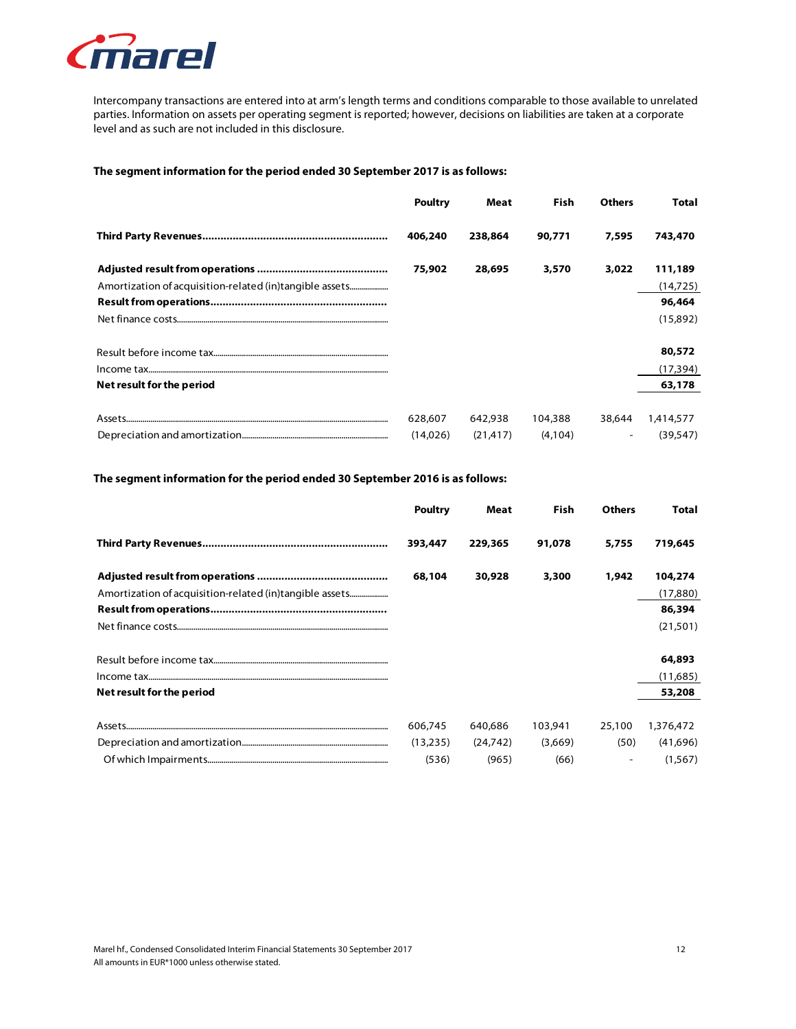Intercompany transactions are entered into at arm's length terms and conditions comparable to those available to unrelated parties. Information on assets per operating segment is reported; however, decisions on liabilities are taken at a corporate level and as such are not included in this disclosure.

**The segment information for the period ended 30 September 2017 is as follows:**

| | Poultry | Meat | Fish | Others | Total |
|---|---|---|---|---|---|
| **Third Party Revenues** | **406,240** | **238,864** | **90,771** | **7,595** | **743,470** |
| **Adjusted result from operations** | **75,902** | **28,695** | **3,570** | **3,022** | **111,189** |
| Amortization of acquisition-related (in)tangible assets | | | | | (14,725) |
| **Result from operations** | | | | | **96,464** |
| Net finance costs | | | | | (15,892) |
| Result before income tax | | | | | **80,572** |
| Income tax | | | | | (17,394) |
| **Net result for the period** | | | | | **63,178** |
| Assets | 628,607 | 642,938 | 104,388 | 38,644 | 1,414,577 |
| Depreciation and amortization | (14,026) | (21,417) | (4,104) | - | (39,547) |

**The segment information for the period ended 30 September 2016 is as follows:**

| | Poultry | Meat | Fish | Others | Total |
|---|---|---|---|---|---|
| **Third Party Revenues** | **393,447** | **229,365** | **91,078** | **5,755** | **719,645** |
| **Adjusted result from operations** | **68,104** | **30,928** | **3,300** | **1,942** | **104,274** |
| Amortization of acquisition-related (in)tangible assets | | | | | (17,880) |
| **Result from operations** | | | | | **86,394** |
| Net finance costs | | | | | (21,501) |
| Result before income tax | | | | | **64,893** |
| Income tax | | | | | (11,685) |
| **Net result for the period** | | | | | **53,208** |
| Assets | 606,745 | 640,686 | 103,941 | 25,100 | 1,376,472 |
| Depreciation and amortization | (13,235) | (24,742) | (3,669) | (50) | (41,696) |
| Of which Impairments | (536) | (965) | (66) | - | (1,567) |

Marel hf., Condensed Consolidated Interim Financial Statements 30 September 2017
All amounts in EUR*1000 unless otherwise stated.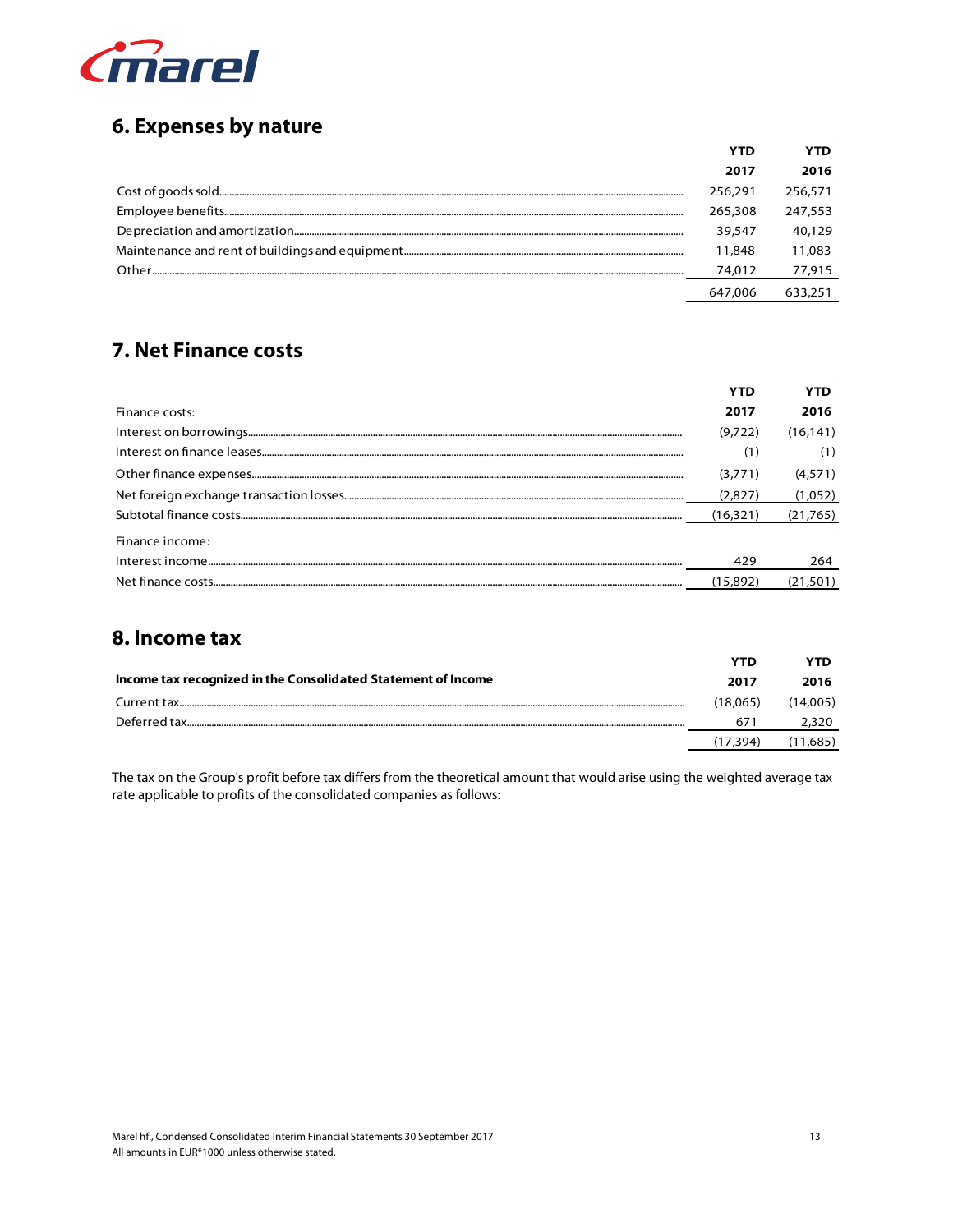## 6. Expenses by nature

| | YTD 2017 | YTD 2016 |
|---|---|---|
| Cost of goods sold | 256,291 | 256,571 |
| Employee benefits | 265,308 | 247,553 |
| Depreciation and amortization | 39,547 | 40,129 |
| Maintenance and rent of buildings and equipment | 11,848 | 11,083 |
| Other | 74,012 | 77,915 |
| | 647,006 | 633,251 |

## 7. Net Finance costs

| | YTD 2017 | YTD 2016 |
|---|---|---|
| Finance costs: | | |
| Interest on borrowings | (9,722) | (16,141) |
| Interest on finance leases | (1) | (1) |
| Other finance expenses | (3,771) | (4,571) |
| Net foreign exchange transaction losses | (2,827) | (1,052) |
| Subtotal finance costs | (16,321) | (21,765) |
| Finance income: | | |
| Interest income | 429 | 264 |
| Net finance costs | (15,892) | (21,501) |

## 8. Income tax

| **Income tax recognized in the Consolidated Statement of Income** | YTD 2017 | YTD 2016 |
|---|---|---|
| Current tax | (18,065) | (14,005) |
| Deferred tax | 671 | 2,320 |
| | (17,394) | (11,685) |

The tax on the Group's profit before tax differs from the theoretical amount that would arise using the weighted average tax rate applicable to profits of the consolidated companies as follows: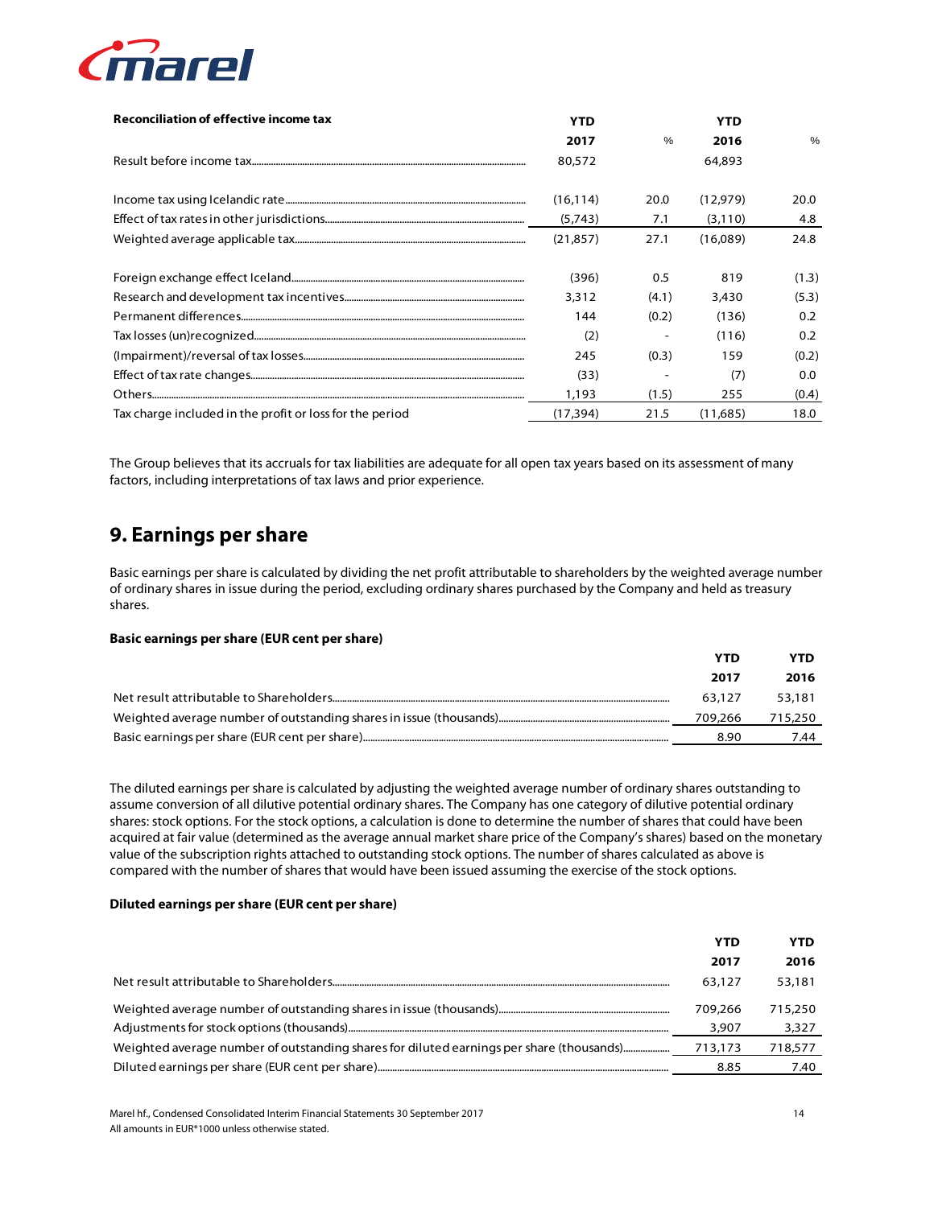**Reconciliation of effective income tax**

| | YTD 2017 | % | YTD 2016 | % |
|---|---|---|---|---|
| Result before income tax | 80,572 | | 64,893 | |
| Income tax using Icelandic rate | (16,114) | 20.0 | (12,979) | 20.0 |
| Effect of tax rates in other jurisdictions | (5,743) | 7.1 | (3,110) | 4.8 |
| Weighted average applicable tax | (21,857) | 27.1 | (16,089) | 24.8 |
| Foreign exchange effect Iceland | (396) | 0.5 | 819 | (1.3) |
| Research and development tax incentives | 3,312 | (4.1) | 3,430 | (5.3) |
| Permanent differences | 144 | (0.2) | (136) | 0.2 |
| Tax losses (un)recognized | (2) | - | (116) | 0.2 |
| (Impairment)/reversal of tax losses | 245 | (0.3) | 159 | (0.2) |
| Effect of tax rate changes | (33) | - | (7) | 0.0 |
| Others | 1,193 | (1.5) | 255 | (0.4) |
| Tax charge included in the profit or loss for the period | (17,394) | 21.5 | (11,685) | 18.0 |

The Group believes that its accruals for tax liabilities are adequate for all open tax years based on its assessment of many factors, including interpretations of tax laws and prior experience.

## 9. Earnings per share

Basic earnings per share is calculated by dividing the net profit attributable to shareholders by the weighted average number of ordinary shares in issue during the period, excluding ordinary shares purchased by the Company and held as treasury shares.

**Basic earnings per share (EUR cent per share)**

| | YTD 2017 | YTD 2016 |
|---|---|---|
| Net result attributable to Shareholders | 63,127 | 53,181 |
| Weighted average number of outstanding shares in issue (thousands) | 709,266 | 715,250 |
| Basic earnings per share (EUR cent per share) | 8.90 | 7.44 |

The diluted earnings per share is calculated by adjusting the weighted average number of ordinary shares outstanding to assume conversion of all dilutive potential ordinary shares. The Company has one category of dilutive potential ordinary shares: stock options. For the stock options, a calculation is done to determine the number of shares that could have been acquired at fair value (determined as the average annual market share price of the Company's shares) based on the monetary value of the subscription rights attached to outstanding stock options. The number of shares calculated as above is compared with the number of shares that would have been issued assuming the exercise of the stock options.

**Diluted earnings per share (EUR cent per share)**

| | YTD 2017 | YTD 2016 |
|---|---|---|
| Net result attributable to Shareholders | 63,127 | 53,181 |
| Weighted average number of outstanding shares in issue (thousands) | 709,266 | 715,250 |
| Adjustments for stock options (thousands) | 3,907 | 3,327 |
| Weighted average number of outstanding shares for diluted earnings per share (thousands) | 713,173 | 718,577 |
| Diluted earnings per share (EUR cent per share) | 8.85 | 7.40 |

Marel hf., Condensed Consolidated Interim Financial Statements 30 September 2017
All amounts in EUR*1000 unless otherwise stated.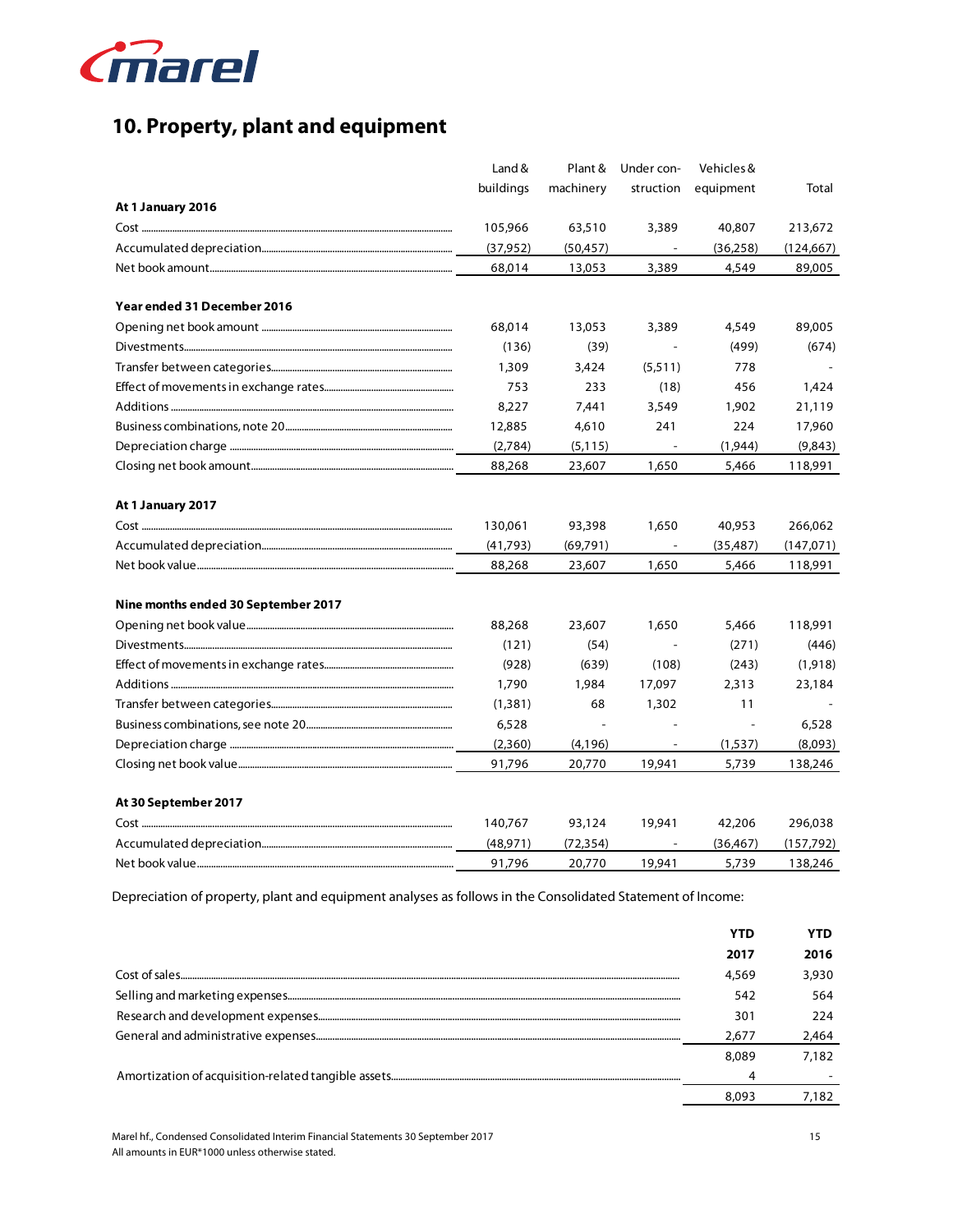## 10. Property, plant and equipment

| | Land & buildings | Plant & machinery | Under con- struction | Vehicles & equipment | Total |
|---|---|---|---|---|---|
| **At 1 January 2016** | | | | | |
| Cost | 105,966 | 63,510 | 3,389 | 40,807 | 213,672 |
| Accumulated depreciation | (37,952) | (50,457) | - | (36,258) | (124,667) |
| Net book amount | 68,014 | 13,053 | 3,389 | 4,549 | 89,005 |
| | | | | | |
| **Year ended 31 December 2016** | | | | | |
| Opening net book amount | 68,014 | 13,053 | 3,389 | 4,549 | 89,005 |
| Divestments | (136) | (39) | - | (499) | (674) |
| Transfer between categories | 1,309 | 3,424 | (5,511) | 778 | - |
| Effect of movements in exchange rates | 753 | 233 | (18) | 456 | 1,424 |
| Additions | 8,227 | 7,441 | 3,549 | 1,902 | 21,119 |
| Business combinations, note 20 | 12,885 | 4,610 | 241 | 224 | 17,960 |
| Depreciation charge | (2,784) | (5,115) | - | (1,944) | (9,843) |
| Closing net book amount | 88,268 | 23,607 | 1,650 | 5,466 | 118,991 |
| | | | | | |
| **At 1 January 2017** | | | | | |
| Cost | 130,061 | 93,398 | 1,650 | 40,953 | 266,062 |
| Accumulated depreciation | (41,793) | (69,791) | - | (35,487) | (147,071) |
| Net book value | 88,268 | 23,607 | 1,650 | 5,466 | 118,991 |
| | | | | | |
| **Nine months ended 30 September 2017** | | | | | |
| Opening net book value | 88,268 | 23,607 | 1,650 | 5,466 | 118,991 |
| Divestments | (121) | (54) | - | (271) | (446) |
| Effect of movements in exchange rates | (928) | (639) | (108) | (243) | (1,918) |
| Additions | 1,790 | 1,984 | 17,097 | 2,313 | 23,184 |
| Transfer between categories | (1,381) | 68 | 1,302 | 11 | - |
| Business combinations, see note 20 | 6,528 | - | - | - | 6,528 |
| Depreciation charge | (2,360) | (4,196) | - | (1,537) | (8,093) |
| Closing net book value | 91,796 | 20,770 | 19,941 | 5,739 | 138,246 |
| | | | | | |
| **At 30 September 2017** | | | | | |
| Cost | 140,767 | 93,124 | 19,941 | 42,206 | 296,038 |
| Accumulated depreciation | (48,971) | (72,354) | - | (36,467) | (157,792) |
| Net book value | 91,796 | 20,770 | 19,941 | 5,739 | 138,246 |

Depreciation of property, plant and equipment analyses as follows in the Consolidated Statement of Income:

| | **YTD 2017** | **YTD 2016** |
|---|---|---|
| Cost of sales | 4,569 | 3,930 |
| Selling and marketing expenses | 542 | 564 |
| Research and development expenses | 301 | 224 |
| General and administrative expenses | 2,677 | 2,464 |
| | 8,089 | 7,182 |
| Amortization of acquisition-related tangible assets | 4 | - |
| | 8,093 | 7,182 |

Marel hf., Condensed Consolidated Interim Financial Statements 30 September 2017
All amounts in EUR*1000 unless otherwise stated.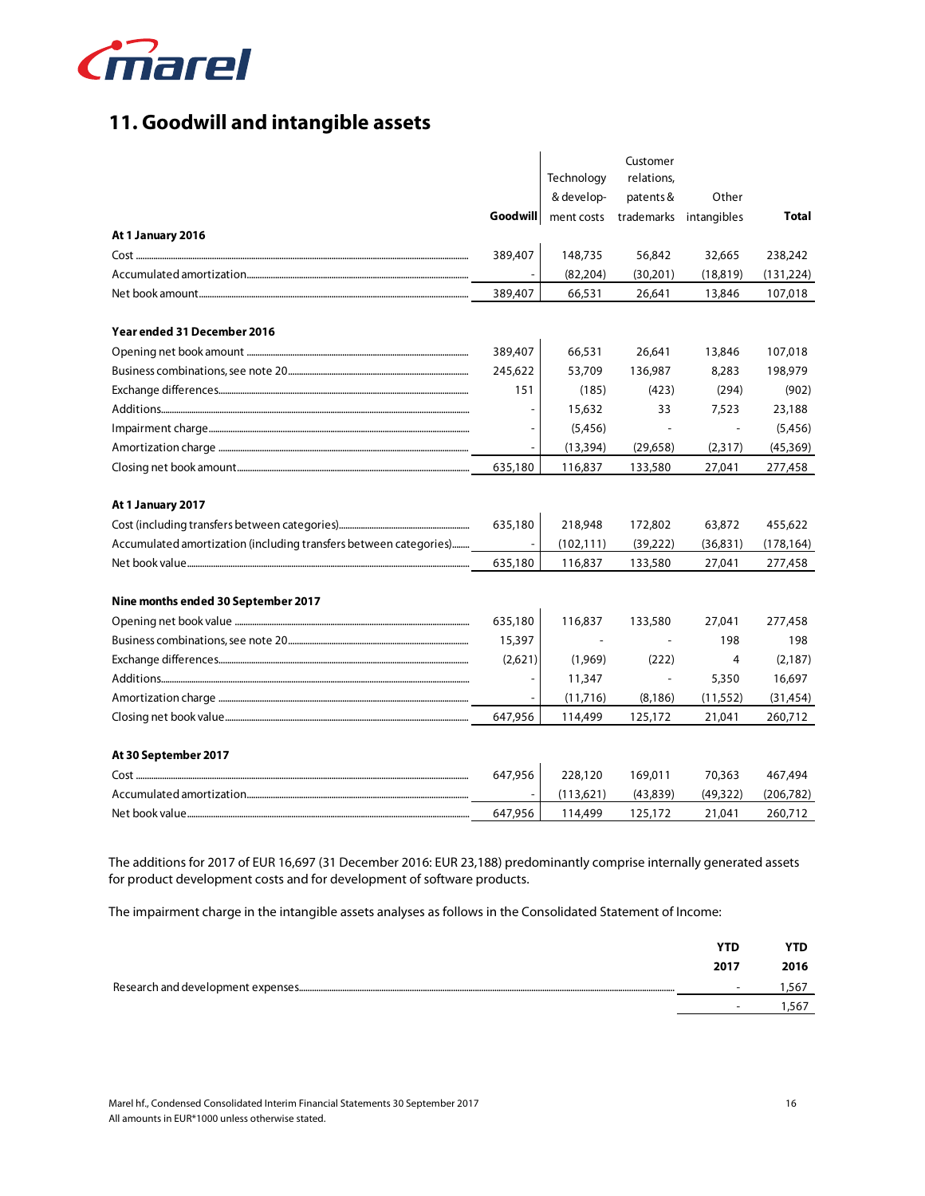## 11. Goodwill and intangible assets

| | Goodwill | Technology & development costs | Customer relations, patents & trademarks | Other intangibles | Total |
|---|---|---|---|---|---|
| **At 1 January 2016** | | | | | |
| Cost | 389,407 | 148,735 | 56,842 | 32,665 | 238,242 |
| Accumulated amortization | - | (82,204) | (30,201) | (18,819) | (131,224) |
| Net book amount | 389,407 | 66,531 | 26,641 | 13,846 | 107,018 |
| | | | | | |
| **Year ended 31 December 2016** | | | | | |
| Opening net book amount | 389,407 | 66,531 | 26,641 | 13,846 | 107,018 |
| Business combinations, see note 20 | 245,622 | 53,709 | 136,987 | 8,283 | 198,979 |
| Exchange differences | 151 | (185) | (423) | (294) | (902) |
| Additions | - | 15,632 | 33 | 7,523 | 23,188 |
| Impairment charge | - | (5,456) | - | - | (5,456) |
| Amortization charge | - | (13,394) | (29,658) | (2,317) | (45,369) |
| Closing net book amount | 635,180 | 116,837 | 133,580 | 27,041 | 277,458 |
| | | | | | |
| **At 1 January 2017** | | | | | |
| Cost (including transfers between categories) | 635,180 | 218,948 | 172,802 | 63,872 | 455,622 |
| Accumulated amortization (including transfers between categories) | - | (102,111) | (39,222) | (36,831) | (178,164) |
| Net book value | 635,180 | 116,837 | 133,580 | 27,041 | 277,458 |
| | | | | | |
| **Nine months ended 30 September 2017** | | | | | |
| Opening net book value | 635,180 | 116,837 | 133,580 | 27,041 | 277,458 |
| Business combinations, see note 20 | 15,397 | - | - | 198 | 198 |
| Exchange differences | (2,621) | (1,969) | (222) | 4 | (2,187) |
| Additions | - | 11,347 | - | 5,350 | 16,697 |
| Amortization charge | - | (11,716) | (8,186) | (11,552) | (31,454) |
| Closing net book value | 647,956 | 114,499 | 125,172 | 21,041 | 260,712 |
| | | | | | |
| **At 30 September 2017** | | | | | |
| Cost | 647,956 | 228,120 | 169,011 | 70,363 | 467,494 |
| Accumulated amortization | - | (113,621) | (43,839) | (49,322) | (206,782) |
| Net book value | 647,956 | 114,499 | 125,172 | 21,041 | 260,712 |

The additions for 2017 of EUR 16,697 (31 December 2016: EUR 23,188) predominantly comprise internally generated assets for product development costs and for development of software products.

The impairment charge in the intangible assets analyses as follows in the Consolidated Statement of Income:

| | YTD 2017 | YTD 2016 |
|---|---|---|
| Research and development expenses | - | 1,567 |
| | - | 1,567 |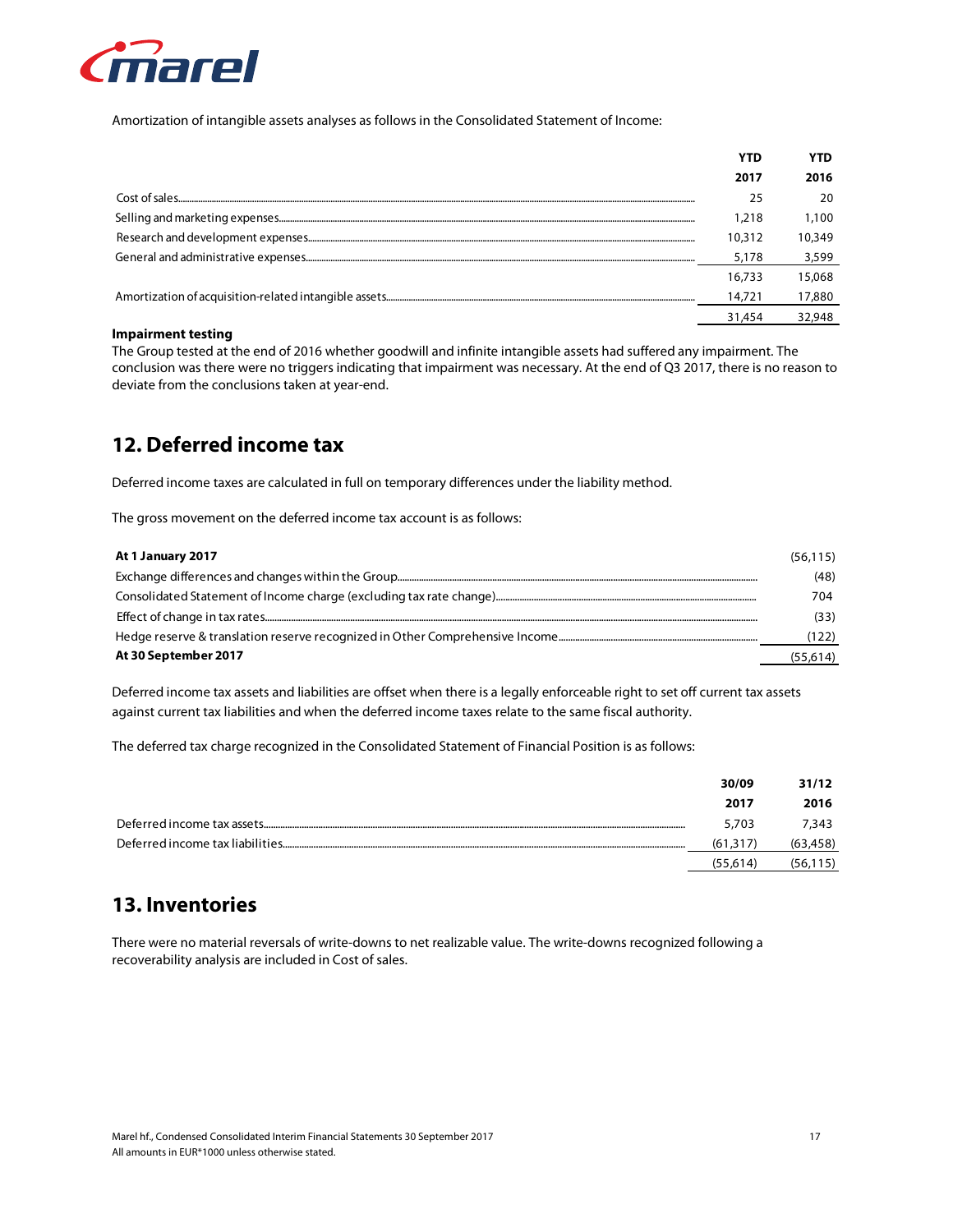Amortization of intangible assets analyses as follows in the Consolidated Statement of Income:

| | YTD 2017 | YTD 2016 |
|---|---|---|
| Cost of sales | 25 | 20 |
| Selling and marketing expenses | 1,218 | 1,100 |
| Research and development expenses | 10,312 | 10,349 |
| General and administrative expenses | 5,178 | 3,599 |
| | 16,733 | 15,068 |
| Amortization of acquisition-related intangible assets | 14,721 | 17,880 |
| | 31,454 | 32,948 |

**Impairment testing**

The Group tested at the end of 2016 whether goodwill and infinite intangible assets had suffered any impairment. The conclusion was there were no triggers indicating that impairment was necessary. At the end of Q3 2017, there is no reason to deviate from the conclusions taken at year-end.

## 12. Deferred income tax

Deferred income taxes are calculated in full on temporary differences under the liability method.

The gross movement on the deferred income tax account is as follows:

| | |
|---|---|
| **At 1 January 2017** | (56,115) |
| Exchange differences and changes within the Group | (48) |
| Consolidated Statement of Income charge (excluding tax rate change) | 704 |
| Effect of change in tax rates | (33) |
| Hedge reserve & translation reserve recognized in Other Comprehensive Income | (122) |
| **At 30 September 2017** | (55,614) |

Deferred income tax assets and liabilities are offset when there is a legally enforceable right to set off current tax assets against current tax liabilities and when the deferred income taxes relate to the same fiscal authority.

The deferred tax charge recognized in the Consolidated Statement of Financial Position is as follows:

| | 30/09 2017 | 31/12 2016 |
|---|---|---|
| Deferred income tax assets | 5,703 | 7,343 |
| Deferred income tax liabilities | (61,317) | (63,458) |
| | (55,614) | (56,115) |

## 13. Inventories

There were no material reversals of write-downs to net realizable value. The write-downs recognized following a recoverability analysis are included in Cost of sales.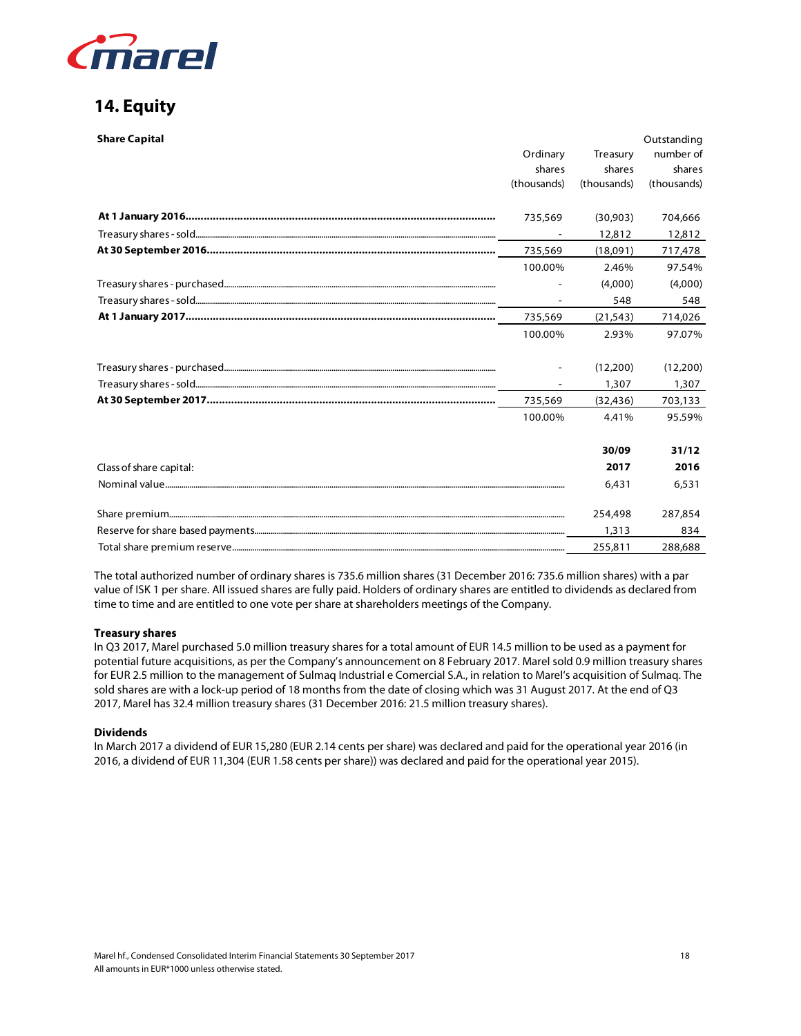## 14. Equity

| Share Capital | Ordinary shares (thousands) | Treasury shares (thousands) | Outstanding number of shares (thousands) |
|---|---|---|---|
| **At 1 January 2016** | 735,569 | (30,903) | 704,666 |
| Treasury shares - sold | - | 12,812 | 12,812 |
| **At 30 September 2016** | 735,569 | (18,091) | 717,478 |
| | 100.00% | 2.46% | 97.54% |
| Treasury shares - purchased | - | (4,000) | (4,000) |
| Treasury shares - sold | - | 548 | 548 |
| **At 1 January 2017** | 735,569 | (21,543) | 714,026 |
| | 100.00% | 2.93% | 97.07% |
| Treasury shares - purchased | - | (12,200) | (12,200) |
| Treasury shares - sold | - | 1,307 | 1,307 |
| **At 30 September 2017** | 735,569 | (32,436) | 703,133 |
| | 100.00% | 4.41% | 95.59% |

| Class of share capital: | **30/09 2017** | **31/12 2016** |
|---|---|---|
| Nominal value | 6,431 | 6,531 |
| Share premium | 254,498 | 287,854 |
| Reserve for share based payments | 1,313 | 834 |
| Total share premium reserve | 255,811 | 288,688 |

The total authorized number of ordinary shares is 735.6 million shares (31 December 2016: 735.6 million shares) with a par value of ISK 1 per share. All issued shares are fully paid. Holders of ordinary shares are entitled to dividends as declared from time to time and are entitled to one vote per share at shareholders meetings of the Company.

**Treasury shares**

In Q3 2017, Marel purchased 5.0 million treasury shares for a total amount of EUR 14.5 million to be used as a payment for potential future acquisitions, as per the Company's announcement on 8 February 2017. Marel sold 0.9 million treasury shares for EUR 2.5 million to the management of Sulmaq Industrial e Comercial S.A., in relation to Marel's acquisition of Sulmaq. The sold shares are with a lock-up period of 18 months from the date of closing which was 31 August 2017. At the end of Q3 2017, Marel has 32.4 million treasury shares (31 December 2016: 21.5 million treasury shares).

**Dividends**

In March 2017 a dividend of EUR 15,280 (EUR 2.14 cents per share) was declared and paid for the operational year 2016 (in 2016, a dividend of EUR 11,304 (EUR 1.58 cents per share)) was declared and paid for the operational year 2015).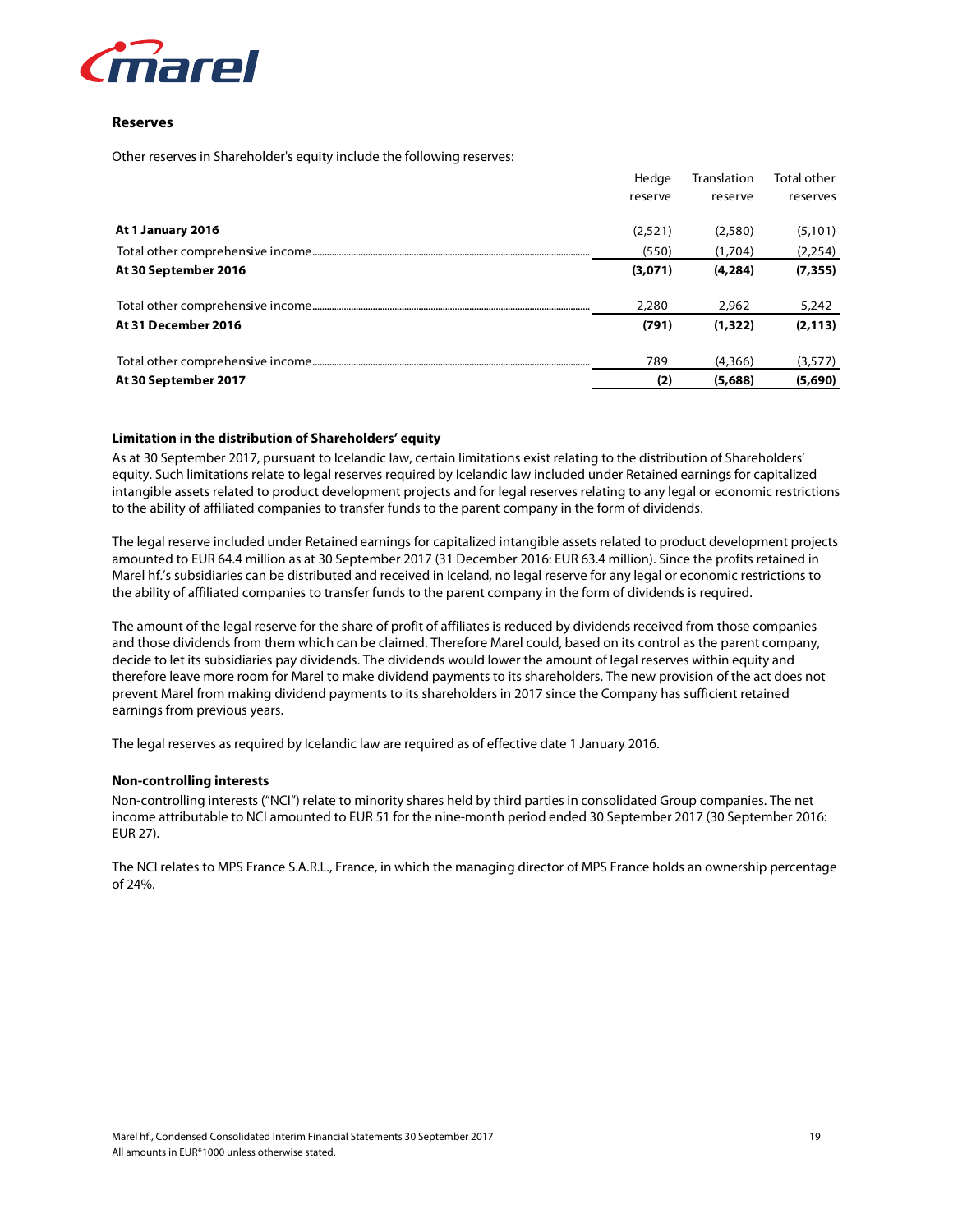## Reserves

Other reserves in Shareholder's equity include the following reserves:

| | Hedge reserve | Translation reserve | Total other reserves |
|---|---|---|---|
| **At 1 January 2016** | (2,521) | (2,580) | (5,101) |
| Total other comprehensive income | (550) | (1,704) | (2,254) |
| **At 30 September 2016** | **(3,071)** | **(4,284)** | **(7,355)** |
| Total other comprehensive income | 2,280 | 2,962 | 5,242 |
| **At 31 December 2016** | **(791)** | **(1,322)** | **(2,113)** |
| Total other comprehensive income | 789 | (4,366) | (3,577) |
| **At 30 September 2017** | **(2)** | **(5,688)** | **(5,690)** |

### Limitation in the distribution of Shareholders' equity

As at 30 September 2017, pursuant to Icelandic law, certain limitations exist relating to the distribution of Shareholders' equity. Such limitations relate to legal reserves required by Icelandic law included under Retained earnings for capitalized intangible assets related to product development projects and for legal reserves relating to any legal or economic restrictions to the ability of affiliated companies to transfer funds to the parent company in the form of dividends.

The legal reserve included under Retained earnings for capitalized intangible assets related to product development projects amounted to EUR 64.4 million as at 30 September 2017 (31 December 2016: EUR 63.4 million). Since the profits retained in Marel hf.'s subsidiaries can be distributed and received in Iceland, no legal reserve for any legal or economic restrictions to the ability of affiliated companies to transfer funds to the parent company in the form of dividends is required.

The amount of the legal reserve for the share of profit of affiliates is reduced by dividends received from those companies and those dividends from them which can be claimed. Therefore Marel could, based on its control as the parent company, decide to let its subsidiaries pay dividends. The dividends would lower the amount of legal reserves within equity and therefore leave more room for Marel to make dividend payments to its shareholders. The new provision of the act does not prevent Marel from making dividend payments to its shareholders in 2017 since the Company has sufficient retained earnings from previous years.

The legal reserves as required by Icelandic law are required as of effective date 1 January 2016.

### Non-controlling interests

Non-controlling interests ("NCI") relate to minority shares held by third parties in consolidated Group companies. The net income attributable to NCI amounted to EUR 51 for the nine-month period ended 30 September 2017 (30 September 2016: EUR 27).

The NCI relates to MPS France S.A.R.L., France, in which the managing director of MPS France holds an ownership percentage of 24%.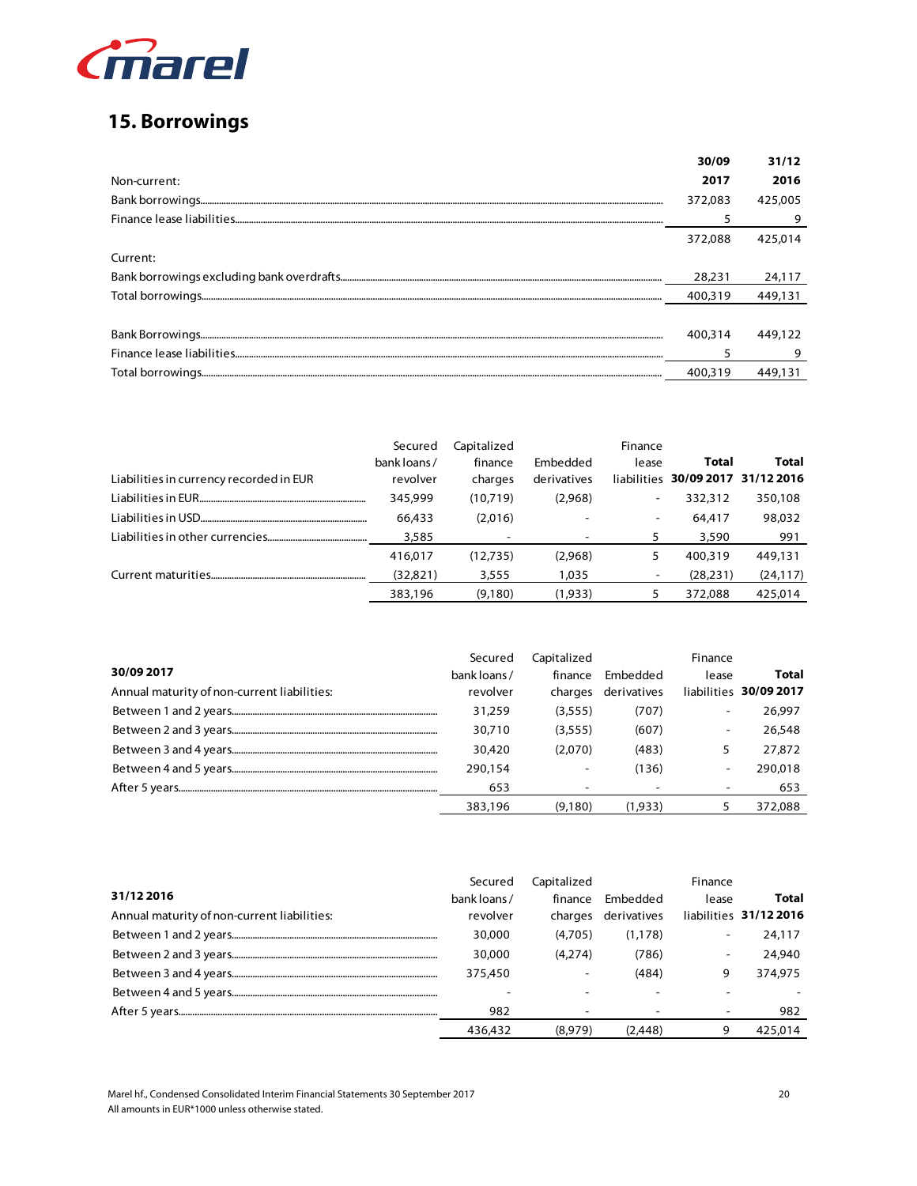## 15. Borrowings

| | 30/09 2017 | 31/12 2016 |
|---|---|---|
| Non-current: | | |
| Bank borrowings | 372,083 | 425,005 |
| Finance lease liabilities | 5 | 9 |
| | 372,088 | 425,014 |
| Current: | | |
| Bank borrowings excluding bank overdrafts | 28,231 | 24,117 |
| Total borrowings | 400,319 | 449,131 |
| | | |
| Bank Borrowings | 400,314 | 449,122 |
| Finance lease liabilities | 5 | 9 |
| Total borrowings | 400,319 | 449,131 |

| Liabilities in currency recorded in EUR | Secured bank loans / revolver | Capitalized finance charges | Embedded derivatives | Finance lease liabilities | Total 30/09 2017 | Total 31/12 2016 |
|---|---|---|---|---|---|---|
| Liabilities in EUR | 345,999 | (10,719) | (2,968) | - | 332,312 | 350,108 |
| Liabilities in USD | 66,433 | (2,016) | - | - | 64,417 | 98,032 |
| Liabilities in other currencies | 3,585 | - | - | 5 | 3,590 | 991 |
| | 416,017 | (12,735) | (2,968) | 5 | 400,319 | 449,131 |
| Current maturities | (32,821) | 3,555 | 1,035 | - | (28,231) | (24,117) |
| | 383,196 | (9,180) | (1,933) | 5 | 372,088 | 425,014 |

| **30/09 2017**<br>Annual maturity of non-current liabilities: | Secured bank loans / revolver | Capitalized finance charges | Embedded derivatives | Finance lease liabilities | Total 30/09 2017 |
|---|---|---|---|---|---|
| Between 1 and 2 years | 31,259 | (3,555) | (707) | - | 26,997 |
| Between 2 and 3 years | 30,710 | (3,555) | (607) | - | 26,548 |
| Between 3 and 4 years | 30,420 | (2,070) | (483) | 5 | 27,872 |
| Between 4 and 5 years | 290,154 | - | (136) | - | 290,018 |
| After 5 years | 653 | - | - | - | 653 |
| | 383,196 | (9,180) | (1,933) | 5 | 372,088 |

| **31/12 2016**<br>Annual maturity of non-current liabilities: | Secured bank loans / revolver | Capitalized finance charges | Embedded derivatives | Finance lease liabilities | Total 31/12 2016 |
|---|---|---|---|---|---|
| Between 1 and 2 years | 30,000 | (4,705) | (1,178) | - | 24,117 |
| Between 2 and 3 years | 30,000 | (4,274) | (786) | - | 24,940 |
| Between 3 and 4 years | 375,450 | - | (484) | 9 | 374,975 |
| Between 4 and 5 years | - | - | - | - | - |
| After 5 years | 982 | - | - | - | 982 |
| | 436,432 | (8,979) | (2,448) | 9 | 425,014 |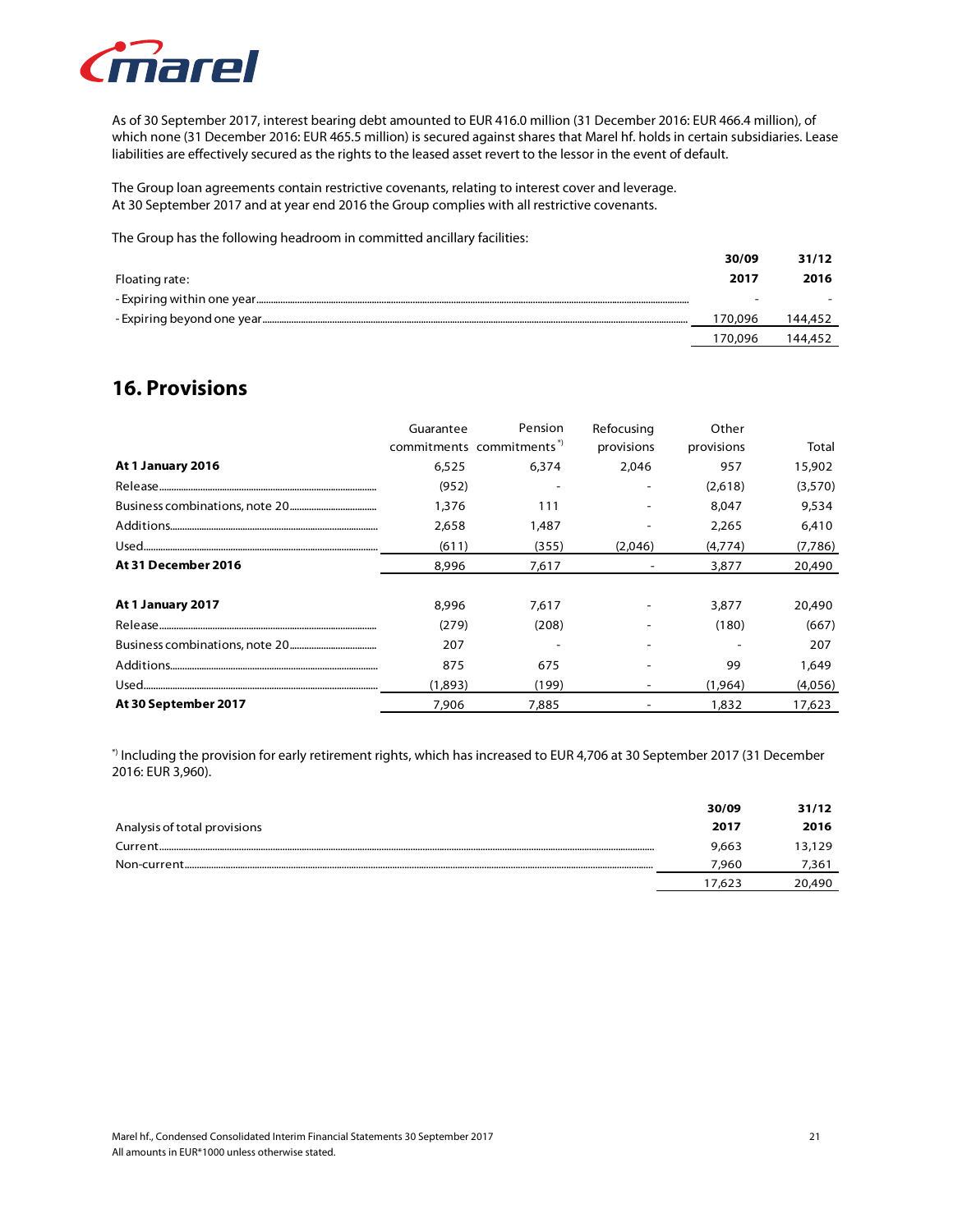As of 30 September 2017, interest bearing debt amounted to EUR 416.0 million (31 December 2016: EUR 466.4 million), of which none (31 December 2016: EUR 465.5 million) is secured against shares that Marel hf. holds in certain subsidiaries. Lease liabilities are effectively secured as the rights to the leased asset revert to the lessor in the event of default.

The Group loan agreements contain restrictive covenants, relating to interest cover and leverage. At 30 September 2017 and at year end 2016 the Group complies with all restrictive covenants.

The Group has the following headroom in committed ancillary facilities:

| | **30/09 2017** | **31/12 2016** |
|---|---|---|
| Floating rate: | | |
| - Expiring within one year | - | - |
| - Expiring beyond one year | 170,096 | 144,452 |
| | 170,096 | 144,452 |

## 16. Provisions

| | Guarantee commitments | Pension commitments *) | Refocusing provisions | Other provisions | Total |
|---|---|---|---|---|---|
| **At 1 January 2016** | 6,525 | 6,374 | 2,046 | 957 | 15,902 |
| Release | (952) | - | - | (2,618) | (3,570) |
| Business combinations, note 20 | 1,376 | 111 | - | 8,047 | 9,534 |
| Additions | 2,658 | 1,487 | - | 2,265 | 6,410 |
| Used | (611) | (355) | (2,046) | (4,774) | (7,786) |
| **At 31 December 2016** | 8,996 | 7,617 | - | 3,877 | 20,490 |
| | | | | | |
| **At 1 January 2017** | 8,996 | 7,617 | - | 3,877 | 20,490 |
| Release | (279) | (208) | - | (180) | (667) |
| Business combinations, note 20 | 207 | - | - | - | 207 |
| Additions | 875 | 675 | - | 99 | 1,649 |
| Used | (1,893) | (199) | - | (1,964) | (4,056) |
| **At 30 September 2017** | 7,906 | 7,885 | - | 1,832 | 17,623 |

*) Including the provision for early retirement rights, which has increased to EUR 4,706 at 30 September 2017 (31 December 2016: EUR 3,960).

| Analysis of total provisions | **30/09 2017** | **31/12 2016** |
|---|---|---|
| Current | 9,663 | 13,129 |
| Non-current | 7,960 | 7,361 |
| | 17,623 | 20,490 |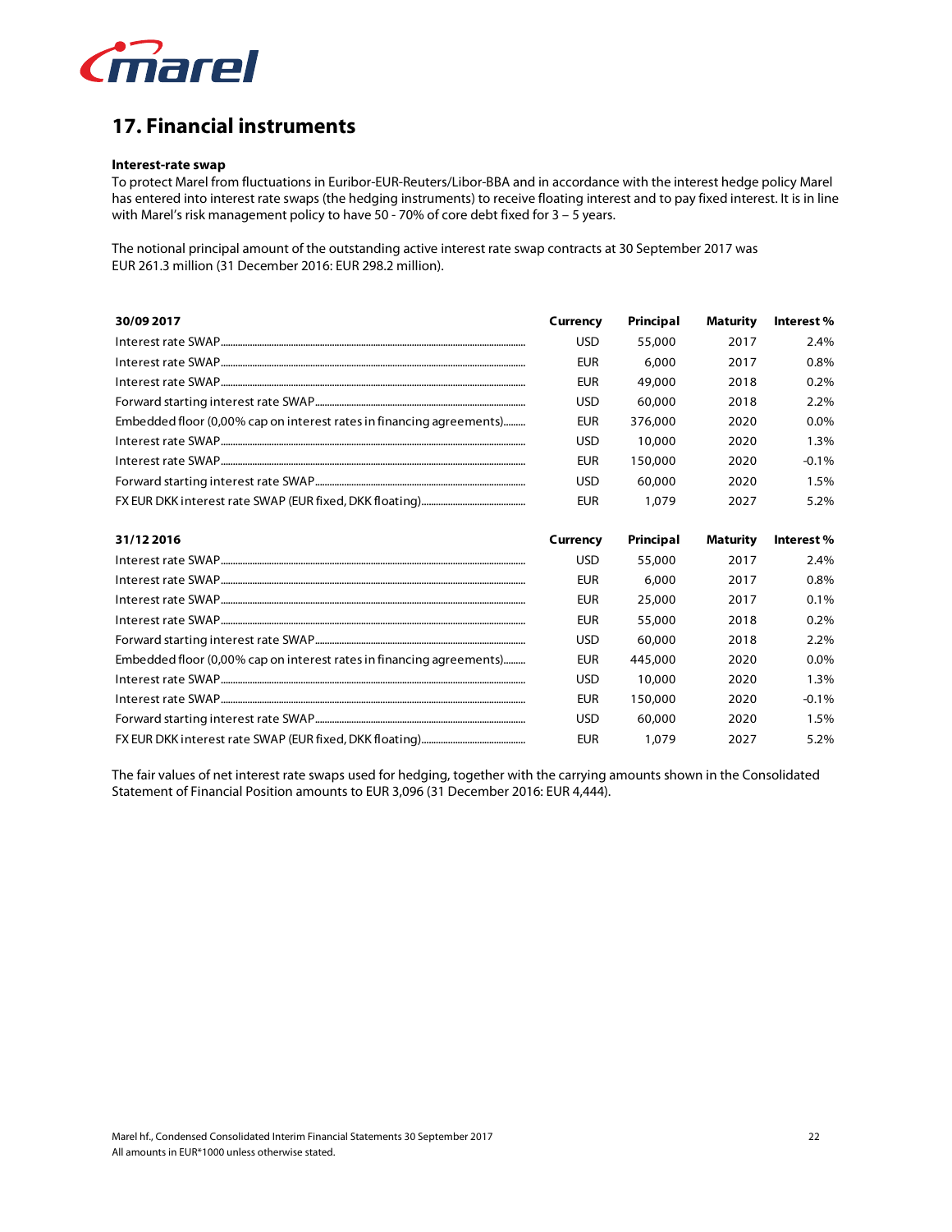## 17. Financial instruments

**Interest-rate swap**

To protect Marel from fluctuations in Euribor-EUR-Reuters/Libor-BBA and in accordance with the interest hedge policy Marel has entered into interest rate swaps (the hedging instruments) to receive floating interest and to pay fixed interest. It is in line with Marel's risk management policy to have 50 - 70% of core debt fixed for 3 – 5 years.

The notional principal amount of the outstanding active interest rate swap contracts at 30 September 2017 was EUR 261.3 million (31 December 2016: EUR 298.2 million).

| 30/09 2017 | Currency | Principal | Maturity | Interest % |
|---|---|---|---|---|
| Interest rate SWAP | USD | 55,000 | 2017 | 2.4% |
| Interest rate SWAP | EUR | 6,000 | 2017 | 0.8% |
| Interest rate SWAP | EUR | 49,000 | 2018 | 0.2% |
| Forward starting interest rate SWAP | USD | 60,000 | 2018 | 2.2% |
| Embedded floor (0,00% cap on interest rates in financing agreements) | EUR | 376,000 | 2020 | 0.0% |
| Interest rate SWAP | USD | 10,000 | 2020 | 1.3% |
| Interest rate SWAP | EUR | 150,000 | 2020 | -0.1% |
| Forward starting interest rate SWAP | USD | 60,000 | 2020 | 1.5% |
| FX EUR DKK interest rate SWAP (EUR fixed, DKK floating) | EUR | 1,079 | 2027 | 5.2% |

| 31/12 2016 | Currency | Principal | Maturity | Interest % |
|---|---|---|---|---|
| Interest rate SWAP | USD | 55,000 | 2017 | 2.4% |
| Interest rate SWAP | EUR | 6,000 | 2017 | 0.8% |
| Interest rate SWAP | EUR | 25,000 | 2017 | 0.1% |
| Interest rate SWAP | EUR | 55,000 | 2018 | 0.2% |
| Forward starting interest rate SWAP | USD | 60,000 | 2018 | 2.2% |
| Embedded floor (0,00% cap on interest rates in financing agreements) | EUR | 445,000 | 2020 | 0.0% |
| Interest rate SWAP | USD | 10,000 | 2020 | 1.3% |
| Interest rate SWAP | EUR | 150,000 | 2020 | -0.1% |
| Forward starting interest rate SWAP | USD | 60,000 | 2020 | 1.5% |
| FX EUR DKK interest rate SWAP (EUR fixed, DKK floating) | EUR | 1,079 | 2027 | 5.2% |

The fair values of net interest rate swaps used for hedging, together with the carrying amounts shown in the Consolidated Statement of Financial Position amounts to EUR 3,096 (31 December 2016: EUR 4,444).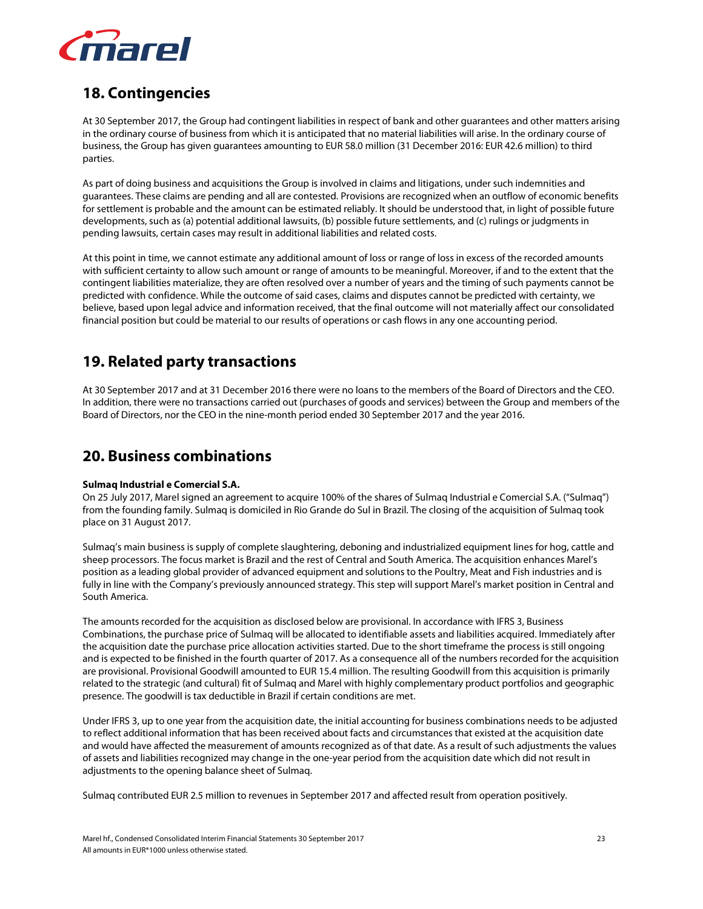## 18. Contingencies

At 30 September 2017, the Group had contingent liabilities in respect of bank and other guarantees and other matters arising in the ordinary course of business from which it is anticipated that no material liabilities will arise. In the ordinary course of business, the Group has given guarantees amounting to EUR 58.0 million (31 December 2016: EUR 42.6 million) to third parties.

As part of doing business and acquisitions the Group is involved in claims and litigations, under such indemnities and guarantees. These claims are pending and all are contested. Provisions are recognized when an outflow of economic benefits for settlement is probable and the amount can be estimated reliably. It should be understood that, in light of possible future developments, such as (a) potential additional lawsuits, (b) possible future settlements, and (c) rulings or judgments in pending lawsuits, certain cases may result in additional liabilities and related costs.

At this point in time, we cannot estimate any additional amount of loss or range of loss in excess of the recorded amounts with sufficient certainty to allow such amount or range of amounts to be meaningful. Moreover, if and to the extent that the contingent liabilities materialize, they are often resolved over a number of years and the timing of such payments cannot be predicted with confidence. While the outcome of said cases, claims and disputes cannot be predicted with certainty, we believe, based upon legal advice and information received, that the final outcome will not materially affect our consolidated financial position but could be material to our results of operations or cash flows in any one accounting period.

## 19. Related party transactions

At 30 September 2017 and at 31 December 2016 there were no loans to the members of the Board of Directors and the CEO. In addition, there were no transactions carried out (purchases of goods and services) between the Group and members of the Board of Directors, nor the CEO in the nine-month period ended 30 September 2017 and the year 2016.

## 20. Business combinations

**Sulmaq Industrial e Comercial S.A.**

On 25 July 2017, Marel signed an agreement to acquire 100% of the shares of Sulmaq Industrial e Comercial S.A. ("Sulmaq") from the founding family. Sulmaq is domiciled in Rio Grande do Sul in Brazil. The closing of the acquisition of Sulmaq took place on 31 August 2017.

Sulmaq's main business is supply of complete slaughtering, deboning and industrialized equipment lines for hog, cattle and sheep processors. The focus market is Brazil and the rest of Central and South America. The acquisition enhances Marel's position as a leading global provider of advanced equipment and solutions to the Poultry, Meat and Fish industries and is fully in line with the Company's previously announced strategy. This step will support Marel's market position in Central and South America.

The amounts recorded for the acquisition as disclosed below are provisional. In accordance with IFRS 3, Business Combinations, the purchase price of Sulmaq will be allocated to identifiable assets and liabilities acquired. Immediately after the acquisition date the purchase price allocation activities started. Due to the short timeframe the process is still ongoing and is expected to be finished in the fourth quarter of 2017. As a consequence all of the numbers recorded for the acquisition are provisional. Provisional Goodwill amounted to EUR 15.4 million. The resulting Goodwill from this acquisition is primarily related to the strategic (and cultural) fit of Sulmaq and Marel with highly complementary product portfolios and geographic presence. The goodwill is tax deductible in Brazil if certain conditions are met.

Under IFRS 3, up to one year from the acquisition date, the initial accounting for business combinations needs to be adjusted to reflect additional information that has been received about facts and circumstances that existed at the acquisition date and would have affected the measurement of amounts recognized as of that date. As a result of such adjustments the values of assets and liabilities recognized may change in the one-year period from the acquisition date which did not result in adjustments to the opening balance sheet of Sulmaq.

Sulmaq contributed EUR 2.5 million to revenues in September 2017 and affected result from operation positively.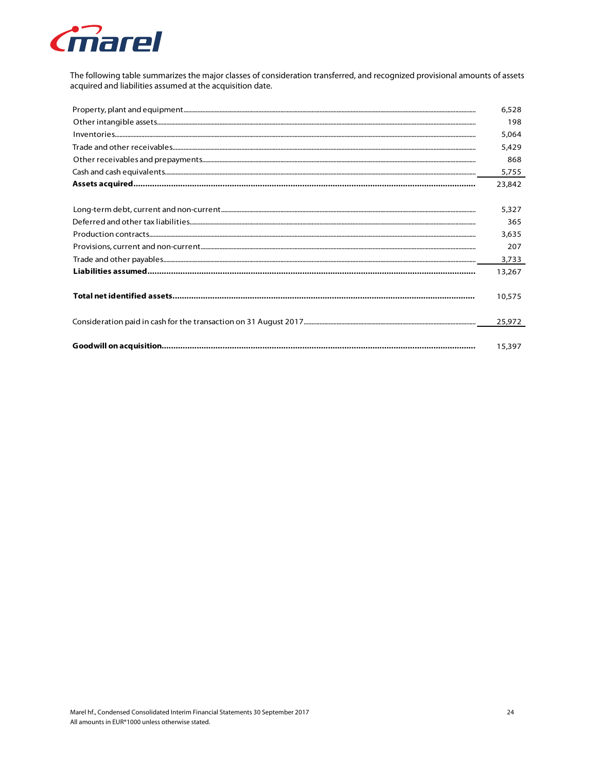The following table summarizes the major classes of consideration transferred, and recognized provisional amounts of assets acquired and liabilities assumed at the acquisition date.

| | |
|---|---|
| Property, plant and equipment | 6,528 |
| Other intangible assets | 198 |
| Inventories | 5,064 |
| Trade and other receivables | 5,429 |
| Other receivables and prepayments | 868 |
| Cash and cash equivalents | 5,755 |
| **Assets acquired** | 23,842 |
| | |
| Long-term debt, current and non-current | 5,327 |
| Deferred and other tax liabilities | 365 |
| Production contracts | 3,635 |
| Provisions, current and non-current | 207 |
| Trade and other payables | 3,733 |
| **Liabilities assumed** | 13,267 |
| | |
| **Total net identified assets** | 10,575 |
| | |
| Consideration paid in cash for the transaction on 31 August 2017 | 25,972 |
| | |
| **Goodwill on acquisition** | 15,397 |

All amounts in EUR*1000 unless otherwise stated.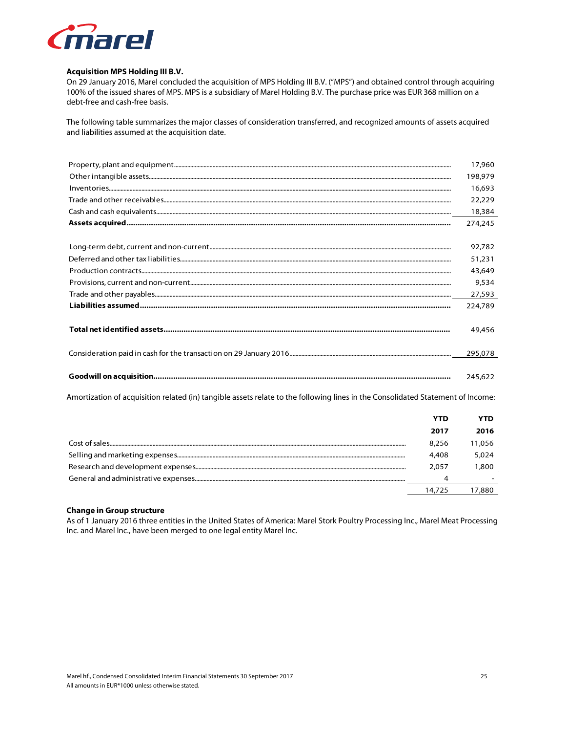### Acquisition MPS Holding III B.V.

On 29 January 2016, Marel concluded the acquisition of MPS Holding III B.V. ("MPS") and obtained control through acquiring 100% of the issued shares of MPS. MPS is a subsidiary of Marel Holding B.V. The purchase price was EUR 368 million on a debt-free and cash-free basis.

The following table summarizes the major classes of consideration transferred, and recognized amounts of assets acquired and liabilities assumed at the acquisition date.

| | |
|---|---|
| Property, plant and equipment | 17,960 |
| Other intangible assets | 198,979 |
| Inventories | 16,693 |
| Trade and other receivables | 22,229 |
| Cash and cash equivalents | 18,384 |
| **Assets acquired** | 274,245 |
| | |
| Long-term debt, current and non-current | 92,782 |
| Deferred and other tax liabilities | 51,231 |
| Production contracts | 43,649 |
| Provisions, current and non-current | 9,534 |
| Trade and other payables | 27,593 |
| **Liabilities assumed** | 224,789 |
| | |
| **Total net identified assets** | 49,456 |
| | |
| Consideration paid in cash for the transaction on 29 January 2016 | 295,078 |
| | |
| **Goodwill on acquisition** | 245,622 |

Amortization of acquisition related (in) tangible assets relate to the following lines in the Consolidated Statement of Income:

| | **YTD 2017** | **YTD 2016** |
|---|---|---|
| Cost of sales | 8,256 | 11,056 |
| Selling and marketing expenses | 4,408 | 5,024 |
| Research and development expenses | 2,057 | 1,800 |
| General and administrative expenses | 4 | - |
| | 14,725 | 17,880 |

### Change in Group structure

As of 1 January 2016 three entities in the United States of America: Marel Stork Poultry Processing Inc., Marel Meat Processing Inc. and Marel Inc., have been merged to one legal entity Marel Inc.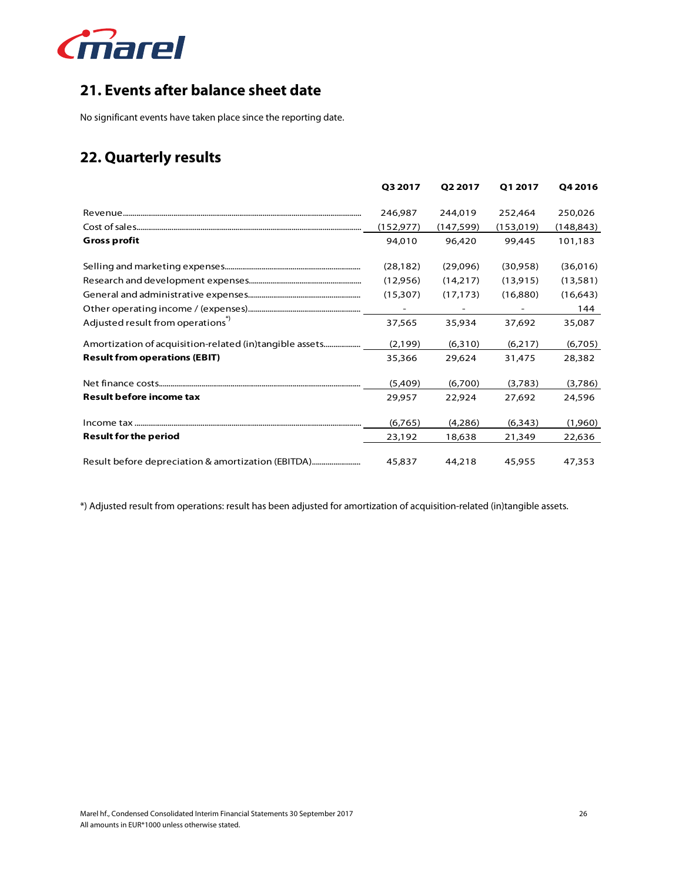## 21. Events after balance sheet date

No significant events have taken place since the reporting date.

## 22. Quarterly results

| | Q3 2017 | Q2 2017 | Q1 2017 | Q4 2016 |
|---|---|---|---|---|
| Revenue | 246,987 | 244,019 | 252,464 | 250,026 |
| Cost of sales | (152,977) | (147,599) | (153,019) | (148,843) |
| **Gross profit** | 94,010 | 96,420 | 99,445 | 101,183 |
| Selling and marketing expenses | (28,182) | (29,096) | (30,958) | (36,016) |
| Research and development expenses | (12,956) | (14,217) | (13,915) | (13,581) |
| General and administrative expenses | (15,307) | (17,173) | (16,880) | (16,643) |
| Other operating income / (expenses) | - | - | - | 144 |
| Adjusted result from operations *) | 37,565 | 35,934 | 37,692 | 35,087 |
| Amortization of acquisition-related (in)tangible assets | (2,199) | (6,310) | (6,217) | (6,705) |
| **Result from operations (EBIT)** | 35,366 | 29,624 | 31,475 | 28,382 |
| Net finance costs | (5,409) | (6,700) | (3,783) | (3,786) |
| **Result before income tax** | 29,957 | 22,924 | 27,692 | 24,596 |
| Income tax | (6,765) | (4,286) | (6,343) | (1,960) |
| **Result for the period** | 23,192 | 18,638 | 21,349 | 22,636 |
| Result before depreciation & amortization (EBITDA) | 45,837 | 44,218 | 45,955 | 47,353 |

*) Adjusted result from operations: result has been adjusted for amortization of acquisition-related (in)tangible assets.